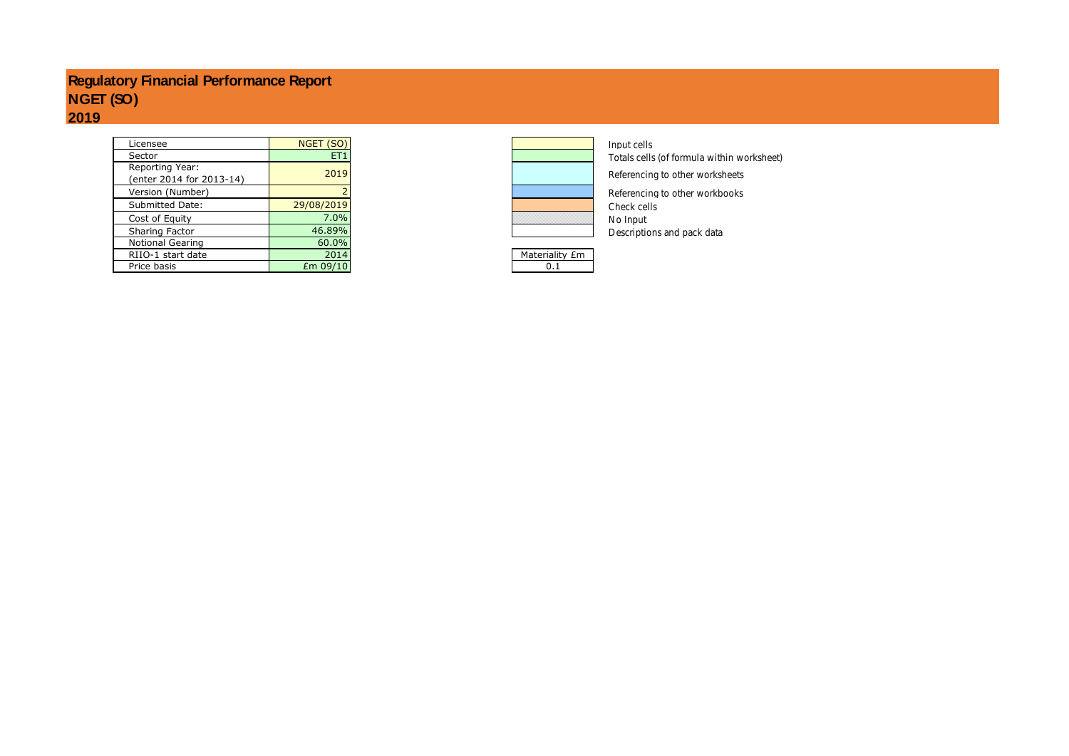# Regulatory Financial Performance Report
# NGET (SO)
# 2019

| | |
|---|---|
| Licensee | NGET (SO) |
| Sector | ET1 |
| Reporting Year: (enter 2014 for 2013-14) | 2019 |
| Version (Number) | 2 |
| Submitted Date: | 29/08/2019 |
| Cost of Equity | 7.0% |
| Sharing Factor | 46.89% |
| Notional Gearing | 60.0% |
| RIIO-1 start date | 2014 |
| Price basis | £m 09/10 |

| Key | Description |
|---|---|
| | Input cells |
| | Totals cells (of formula within worksheet) |
| | Referencing to other worksheets |
| | Referencing to other workbooks |
| | Check cells |
| | No Input |
| | Descriptions and pack data |

| Materiality £m |
|---|
| 0.1 |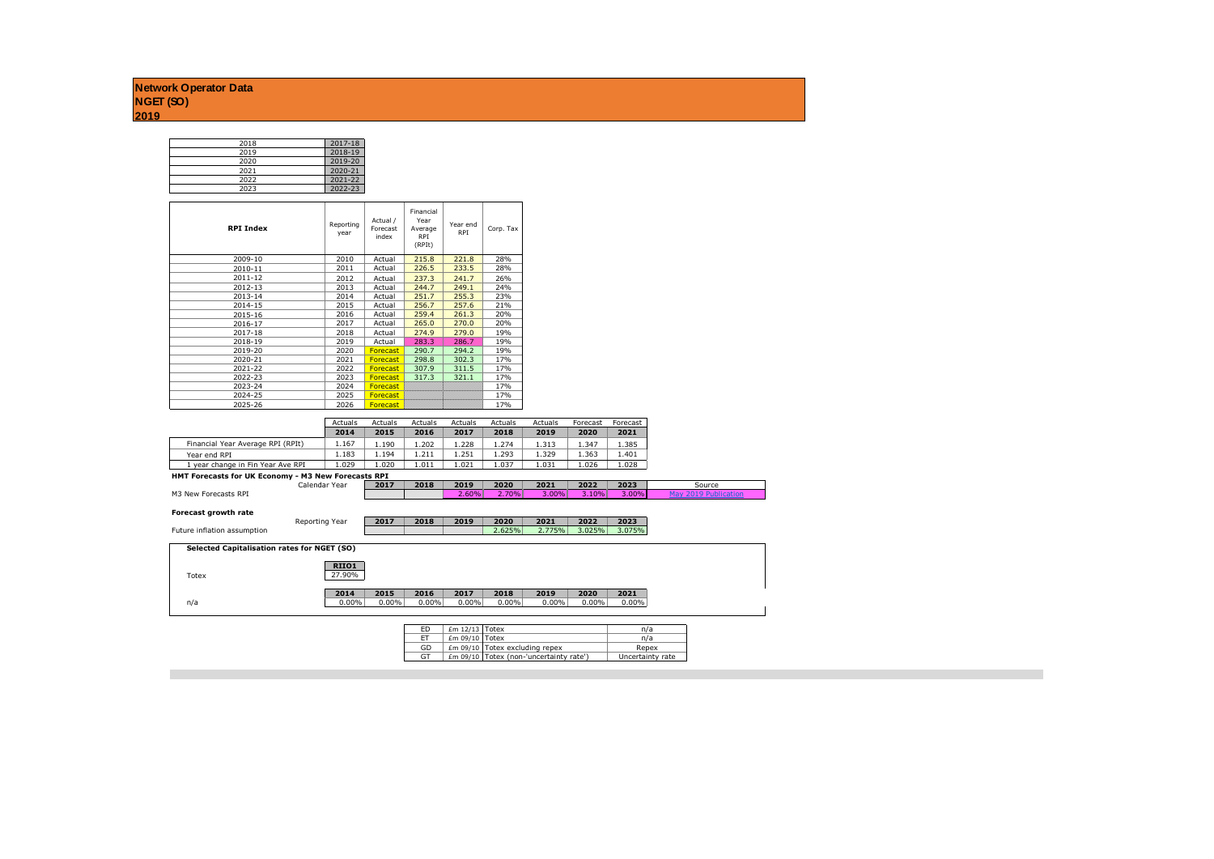**Network Operator Data**
**NGET (SO)**
**2019**

| | |
|---|---|
| 2018 | 2017-18 |
| 2019 | 2018-19 |
| 2020 | 2019-20 |
| 2021 | 2020-21 |
| 2022 | 2021-22 |
| 2023 | 2022-23 |

| RPI Index | Reporting year | Actual / Forecast index | Financial Year Average RPI (RPIt) | Year end RPI | Corp. Tax |
|---|---|---|---|---|---|
| 2009-10 | 2010 | Actual | 215.8 | 221.8 | 28% |
| 2010-11 | 2011 | Actual | 226.5 | 233.5 | 28% |
| 2011-12 | 2012 | Actual | 237.3 | 241.7 | 26% |
| 2012-13 | 2013 | Actual | 244.7 | 249.1 | 24% |
| 2013-14 | 2014 | Actual | 251.7 | 255.3 | 23% |
| 2014-15 | 2015 | Actual | 256.7 | 257.6 | 21% |
| 2015-16 | 2016 | Actual | 259.4 | 261.3 | 20% |
| 2016-17 | 2017 | Actual | 265.0 | 270.0 | 20% |
| 2017-18 | 2018 | Actual | 274.9 | 279.0 | 19% |
| 2018-19 | 2019 | Actual | 283.3 | 286.7 | 19% |
| 2019-20 | 2020 | Forecast | 290.7 | 294.2 | 19% |
| 2020-21 | 2021 | Forecast | 298.8 | 302.3 | 17% |
| 2021-22 | 2022 | Forecast | 307.9 | 311.5 | 17% |
| 2022-23 | 2023 | Forecast | 317.3 | 321.1 | 17% |
| 2023-24 | 2024 | Forecast | | | 17% |
| 2024-25 | 2025 | Forecast | | | 17% |
| 2025-26 | 2026 | Forecast | | | 17% |

| | Actuals | Actuals | Actuals | Actuals | Actuals | Actuals | Forecast | Forecast |
|---|---|---|---|---|---|---|---|---|
| | 2014 | 2015 | 2016 | 2017 | 2018 | 2019 | 2020 | 2021 |
| Financial Year Average RPI (RPIt) | 1.167 | 1.190 | 1.202 | 1.228 | 1.274 | 1.313 | 1.347 | 1.385 |
| Year end RPI | 1.183 | 1.194 | 1.211 | 1.251 | 1.293 | 1.329 | 1.363 | 1.401 |
| 1 year change in Fin Year Ave RPI | 1.029 | 1.020 | 1.011 | 1.021 | 1.037 | 1.031 | 1.026 | 1.028 |

**HMT Forecasts for UK Economy - M3 New Forecasts RPI**

| Calendar Year | 2017 | 2018 | 2019 | 2020 | 2021 | 2022 | 2023 | Source |
|---|---|---|---|---|---|---|---|---|
| M3 New Forecasts RPI | | | 2.60% | 2.70% | 3.00% | 3.10% | 3.00% | May 2019 Publication |

**Forecast growth rate**

| Reporting Year | 2017 | 2018 | 2019 | 2020 | 2021 | 2022 | 2023 |
|---|---|---|---|---|---|---|---|
| Future inflation assumption | | | | 2.625% | 2.775% | 3.025% | 3.075% |

**Selected Capitalisation rates for NGET (SO)**

| | RIIO1 |
|---|---|
| Totex | 27.90% |

| | 2014 | 2015 | 2016 | 2017 | 2018 | 2019 | 2020 | 2021 |
|---|---|---|---|---|---|---|---|---|
| n/a | 0.00% | 0.00% | 0.00% | 0.00% | 0.00% | 0.00% | 0.00% | 0.00% |

| | | | |
|---|---|---|---|
| ED | £m 12/13 | Totex | n/a |
| ET | £m 09/10 | Totex | n/a |
| GD | £m 09/10 | Totex excluding repex | Repex |
| GT | £m 09/10 | Totex (non-'uncertainty rate') | Uncertainty rate |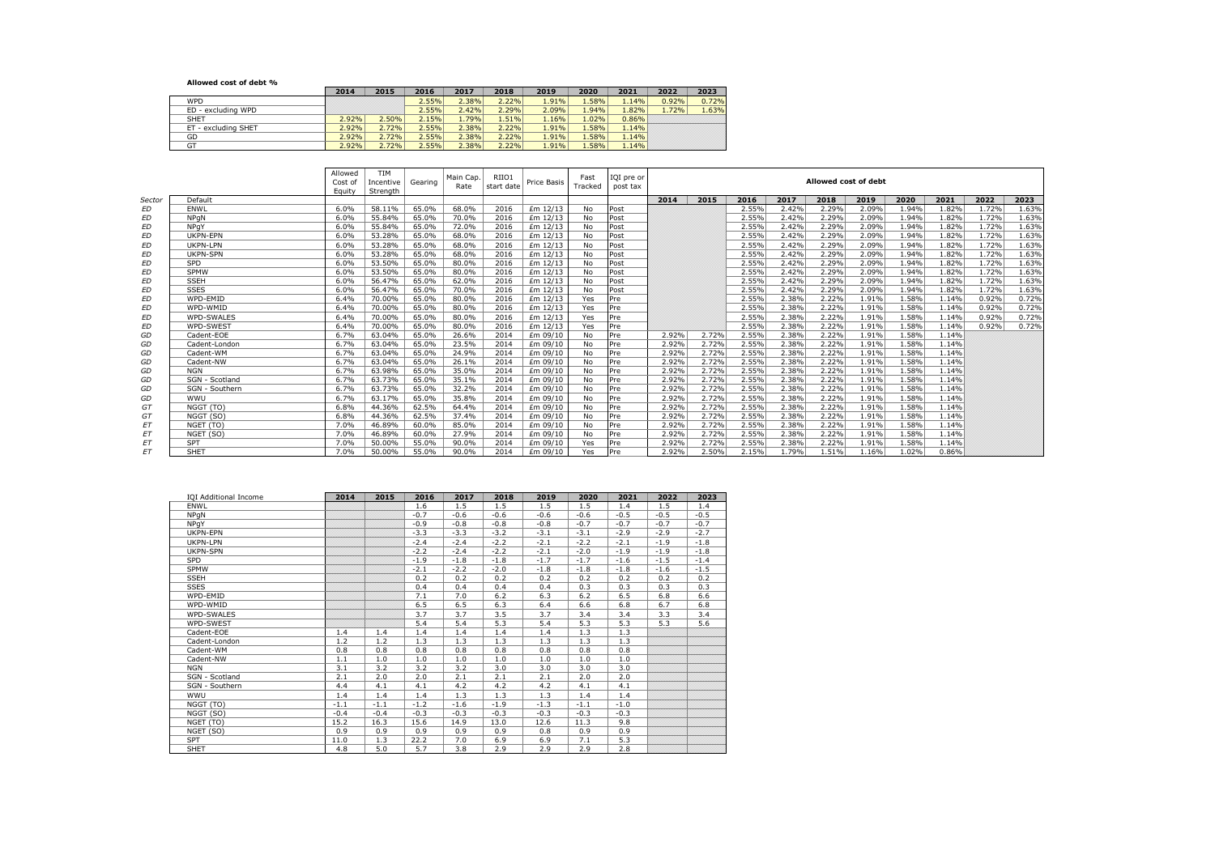**Allowed cost of debt %**

| | 2014 | 2015 | 2016 | 2017 | 2018 | 2019 | 2020 | 2021 | 2022 | 2023 |
|---|---|---|---|---|---|---|---|---|---|---|
| WPD | | | 2.55% | 2.38% | 2.22% | 1.91% | 1.58% | 1.14% | 0.92% | 0.72% |
| ED - excluding WPD | | | 2.55% | 2.42% | 2.29% | 2.09% | 1.94% | 1.82% | 1.72% | 1.63% |
| SHET | 2.92% | 2.50% | 2.15% | 1.79% | 1.51% | 1.16% | 1.02% | 0.86% | | |
| ET - excluding SHET | 2.92% | 2.72% | 2.55% | 2.38% | 2.22% | 1.91% | 1.58% | 1.14% | | |
| GD | 2.92% | 2.72% | 2.55% | 2.38% | 2.22% | 1.91% | 1.58% | 1.14% | | |
| GT | 2.92% | 2.72% | 2.55% | 2.38% | 2.22% | 1.91% | 1.58% | 1.14% | | |

| | | Allowed Cost of Equity | TIM Incentive Strength | Gearing | Main Cap. Rate | RIIO1 start date | Price Basis | Fast Tracked | IQI pre or post tax | Allowed cost of debt | | | | | | | | | |
|---|---|---|---|---|---|---|---|---|---|---|---|---|---|---|---|---|---|---|---|
| *Sector* | Default | | | | | | | | | 2014 | 2015 | 2016 | 2017 | 2018 | 2019 | 2020 | 2021 | 2022 | 2023 |
| *ED* | ENWL | 6.0% | 58.11% | 65.0% | 68.0% | 2016 | £m 12/13 | No | Post | | | 2.55% | 2.42% | 2.29% | 2.09% | 1.94% | 1.82% | 1.72% | 1.63% |
| *ED* | NPgN | 6.0% | 55.84% | 65.0% | 70.0% | 2016 | £m 12/13 | No | Post | | | 2.55% | 2.42% | 2.29% | 2.09% | 1.94% | 1.82% | 1.72% | 1.63% |
| *ED* | NPgY | 6.0% | 55.84% | 65.0% | 72.0% | 2016 | £m 12/13 | No | Post | | | 2.55% | 2.42% | 2.29% | 2.09% | 1.94% | 1.82% | 1.72% | 1.63% |
| *ED* | UKPN-EPN | 6.0% | 53.28% | 65.0% | 68.0% | 2016 | £m 12/13 | No | Post | | | 2.55% | 2.42% | 2.29% | 2.09% | 1.94% | 1.82% | 1.72% | 1.63% |
| *ED* | UKPN-LPN | 6.0% | 53.28% | 65.0% | 68.0% | 2016 | £m 12/13 | No | Post | | | 2.55% | 2.42% | 2.29% | 2.09% | 1.94% | 1.82% | 1.72% | 1.63% |
| *ED* | UKPN-SPN | 6.0% | 53.28% | 65.0% | 68.0% | 2016 | £m 12/13 | No | Post | | | 2.55% | 2.42% | 2.29% | 2.09% | 1.94% | 1.82% | 1.72% | 1.63% |
| *ED* | SPD | 6.0% | 53.50% | 65.0% | 80.0% | 2016 | £m 12/13 | No | Post | | | 2.55% | 2.42% | 2.29% | 2.09% | 1.94% | 1.82% | 1.72% | 1.63% |
| *ED* | SPMW | 6.0% | 53.50% | 65.0% | 80.0% | 2016 | £m 12/13 | No | Post | | | 2.55% | 2.42% | 2.29% | 2.09% | 1.94% | 1.82% | 1.72% | 1.63% |
| *ED* | SSEH | 6.0% | 56.47% | 65.0% | 62.0% | 2016 | £m 12/13 | No | Post | | | 2.55% | 2.42% | 2.29% | 2.09% | 1.94% | 1.82% | 1.72% | 1.63% |
| *ED* | SSES | 6.0% | 56.47% | 65.0% | 70.0% | 2016 | £m 12/13 | No | Post | | | 2.55% | 2.42% | 2.29% | 2.09% | 1.94% | 1.82% | 1.72% | 1.63% |
| *ED* | WPD-EMID | 6.4% | 70.00% | 65.0% | 80.0% | 2016 | £m 12/13 | Yes | Pre | | | 2.55% | 2.38% | 2.22% | 1.91% | 1.58% | 1.14% | 0.92% | 0.72% |
| *ED* | WPD-WMID | 6.4% | 70.00% | 65.0% | 80.0% | 2016 | £m 12/13 | Yes | Pre | | | 2.55% | 2.38% | 2.22% | 1.91% | 1.58% | 1.14% | 0.92% | 0.72% |
| *ED* | WPD-SWALES | 6.4% | 70.00% | 65.0% | 80.0% | 2016 | £m 12/13 | Yes | Pre | | | 2.55% | 2.38% | 2.22% | 1.91% | 1.58% | 1.14% | 0.92% | 0.72% |
| *ED* | WPD-SWEST | 6.4% | 70.00% | 65.0% | 80.0% | 2016 | £m 12/13 | Yes | Pre | | | 2.55% | 2.38% | 2.22% | 1.91% | 1.58% | 1.14% | 0.92% | 0.72% |
| *GD* | Cadent-EOE | 6.7% | 63.04% | 65.0% | 26.6% | 2014 | £m 09/10 | No | Pre | 2.92% | 2.72% | 2.55% | 2.38% | 2.22% | 1.91% | 1.58% | 1.14% | | |
| *GD* | Cadent-London | 6.7% | 63.04% | 65.0% | 23.5% | 2014 | £m 09/10 | No | Pre | 2.92% | 2.72% | 2.55% | 2.38% | 2.22% | 1.91% | 1.58% | 1.14% | | |
| *GD* | Cadent-WM | 6.7% | 63.04% | 65.0% | 24.9% | 2014 | £m 09/10 | No | Pre | 2.92% | 2.72% | 2.55% | 2.38% | 2.22% | 1.91% | 1.58% | 1.14% | | |
| *GD* | Cadent-NW | 6.7% | 63.04% | 65.0% | 26.1% | 2014 | £m 09/10 | No | Pre | 2.92% | 2.72% | 2.55% | 2.38% | 2.22% | 1.91% | 1.58% | 1.14% | | |
| *GD* | NGN | 6.7% | 63.98% | 65.0% | 35.0% | 2014 | £m 09/10 | No | Pre | 2.92% | 2.72% | 2.55% | 2.38% | 2.22% | 1.91% | 1.58% | 1.14% | | |
| *GD* | SGN - Scotland | 6.7% | 63.73% | 65.0% | 35.1% | 2014 | £m 09/10 | No | Pre | 2.92% | 2.72% | 2.55% | 2.38% | 2.22% | 1.91% | 1.58% | 1.14% | | |
| *GD* | SGN - Southern | 6.7% | 63.73% | 65.0% | 32.2% | 2014 | £m 09/10 | No | Pre | 2.92% | 2.72% | 2.55% | 2.38% | 2.22% | 1.91% | 1.58% | 1.14% | | |
| *GD* | WWU | 6.7% | 63.17% | 65.0% | 35.8% | 2014 | £m 09/10 | No | Pre | 2.92% | 2.72% | 2.55% | 2.38% | 2.22% | 1.91% | 1.58% | 1.14% | | |
| *GT* | NGGT (TO) | 6.8% | 44.36% | 62.5% | 64.4% | 2014 | £m 09/10 | No | Pre | 2.92% | 2.72% | 2.55% | 2.38% | 2.22% | 1.91% | 1.58% | 1.14% | | |
| *GT* | NGGT (SO) | 6.8% | 44.36% | 62.5% | 37.4% | 2014 | £m 09/10 | No | Pre | 2.92% | 2.72% | 2.55% | 2.38% | 2.22% | 1.91% | 1.58% | 1.14% | | |
| *ET* | NGET (TO) | 7.0% | 46.89% | 60.0% | 85.0% | 2014 | £m 09/10 | No | Pre | 2.92% | 2.72% | 2.55% | 2.38% | 2.22% | 1.91% | 1.58% | 1.14% | | |
| *ET* | NGET (SO) | 7.0% | 46.89% | 60.0% | 27.9% | 2014 | £m 09/10 | No | Pre | 2.92% | 2.72% | 2.55% | 2.38% | 2.22% | 1.91% | 1.58% | 1.14% | | |
| *ET* | SPT | 7.0% | 50.00% | 55.0% | 90.0% | 2014 | £m 09/10 | Yes | Pre | 2.92% | 2.72% | 2.55% | 2.38% | 2.22% | 1.91% | 1.58% | 1.14% | | |
| *ET* | SHET | 7.0% | 50.00% | 55.0% | 90.0% | 2014 | £m 09/10 | Yes | Pre | 2.92% | 2.50% | 2.15% | 1.79% | 1.51% | 1.16% | 1.02% | 0.86% | | |

| IQI Additional Income | 2014 | 2015 | 2016 | 2017 | 2018 | 2019 | 2020 | 2021 | 2022 | 2023 |
|---|---|---|---|---|---|---|---|---|---|---|
| ENWL | | | 1.6 | 1.5 | 1.5 | 1.5 | 1.5 | 1.4 | 1.5 | 1.4 |
| NPgN | | | -0.7 | -0.6 | -0.6 | -0.6 | -0.6 | -0.5 | -0.5 | -0.5 |
| NPgY | | | -0.9 | -0.8 | -0.8 | -0.8 | -0.7 | -0.7 | -0.7 | -0.7 |
| UKPN-EPN | | | -3.3 | -3.3 | -3.2 | -3.1 | -3.1 | -2.9 | -2.9 | -2.7 |
| UKPN-LPN | | | -2.4 | -2.4 | -2.2 | -2.1 | -2.2 | -2.1 | -1.9 | -1.8 |
| UKPN-SPN | | | -2.2 | -2.4 | -2.2 | -2.1 | -2.0 | -1.9 | -1.9 | -1.8 |
| SPD | | | -1.9 | -1.8 | -1.8 | -1.7 | -1.7 | -1.6 | -1.5 | -1.4 |
| SPMW | | | -2.1 | -2.2 | -2.0 | -1.8 | -1.8 | -1.8 | -1.6 | -1.5 |
| SSEH | | | 0.2 | 0.2 | 0.2 | 0.2 | 0.2 | 0.2 | 0.2 | 0.2 |
| SSES | | | 0.4 | 0.4 | 0.4 | 0.4 | 0.3 | 0.3 | 0.3 | 0.3 |
| WPD-EMID | | | 7.1 | 7.0 | 6.2 | 6.3 | 6.2 | 6.5 | 6.8 | 6.6 |
| WPD-WMID | | | 6.5 | 6.5 | 6.3 | 6.4 | 6.6 | 6.8 | 6.7 | 6.8 |
| WPD-SWALES | | | 3.7 | 3.7 | 3.5 | 3.7 | 3.4 | 3.4 | 3.3 | 3.4 |
| WPD-SWEST | | | 5.4 | 5.4 | 5.3 | 5.4 | 5.3 | 5.3 | 5.3 | 5.6 |
| Cadent-EOE | 1.4 | 1.4 | 1.4 | 1.4 | 1.4 | 1.4 | 1.3 | 1.3 | | |
| Cadent-London | 1.2 | 1.2 | 1.3 | 1.3 | 1.3 | 1.3 | 1.3 | 1.3 | | |
| Cadent-WM | 0.8 | 0.8 | 0.8 | 0.8 | 0.8 | 0.8 | 0.8 | 0.8 | | |
| Cadent-NW | 1.1 | 1.0 | 1.0 | 1.0 | 1.0 | 1.0 | 1.0 | 1.0 | | |
| NGN | 3.1 | 3.2 | 3.2 | 3.2 | 3.0 | 3.0 | 3.0 | 3.0 | | |
| SGN - Scotland | 2.1 | 2.0 | 2.0 | 2.1 | 2.1 | 2.1 | 2.0 | 2.0 | | |
| SGN - Southern | 4.4 | 4.1 | 4.1 | 4.2 | 4.2 | 4.2 | 4.1 | 4.1 | | |
| WWU | 1.4 | 1.4 | 1.4 | 1.3 | 1.3 | 1.3 | 1.4 | 1.4 | | |
| NGGT (TO) | -1.1 | -1.1 | -1.2 | -1.6 | -1.9 | -1.3 | -1.1 | -1.0 | | |
| NGGT (SO) | -0.4 | -0.4 | -0.3 | -0.3 | -0.3 | -0.3 | -0.3 | -0.3 | | |
| NGET (TO) | 15.2 | 16.3 | 15.6 | 14.9 | 13.0 | 12.6 | 11.3 | 9.8 | | |
| NGET (SO) | 0.9 | 0.9 | 0.9 | 0.9 | 0.9 | 0.8 | 0.9 | 0.9 | | |
| SPT | 11.0 | 1.3 | 22.2 | 7.0 | 6.9 | 6.9 | 7.1 | 5.3 | | |
| SHET | 4.8 | 5.0 | 5.7 | 3.8 | 2.9 | 2.9 | 2.9 | 2.8 | | |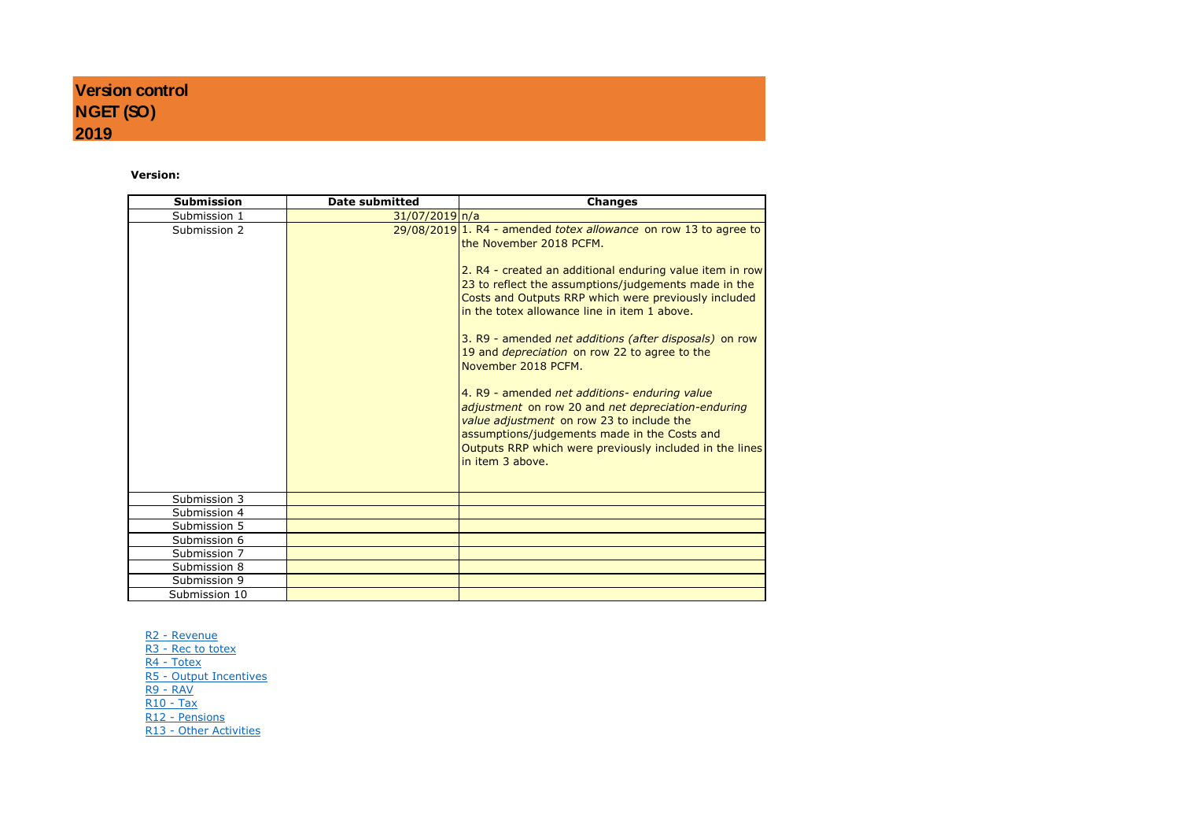# Version control
# NGET (SO)
# 2019

**Version:**

| Submission | Date submitted | Changes |
|---|---|---|
| Submission 1 | 31/07/2019 | n/a |
| Submission 2 | 29/08/2019 | 1. R4 - amended *totex allowance* on row 13 to agree to the November 2018 PCFM.<br><br>2. R4 - created an additional enduring value item in row 23 to reflect the assumptions/judgements made in the Costs and Outputs RRP which were previously included in the totex allowance line in item 1 above.<br><br>3. R9 - amended *net additions (after disposals)* on row 19 and *depreciation* on row 22 to agree to the November 2018 PCFM.<br><br>4. R9 - amended *net additions- enduring value adjustment* on row 20 and *net depreciation-enduring value adjustment* on row 23 to include the assumptions/judgements made in the Costs and Outputs RRP which were previously included in the lines in item 3 above. |
| Submission 3 | | |
| Submission 4 | | |
| Submission 5 | | |
| Submission 6 | | |
| Submission 7 | | |
| Submission 8 | | |
| Submission 9 | | |
| Submission 10 | | |

R2 - Revenue
R3 - Rec to totex
R4 - Totex
R5 - Output Incentives
R9 - RAV
R10 - Tax
R12 - Pensions
R13 - Other Activities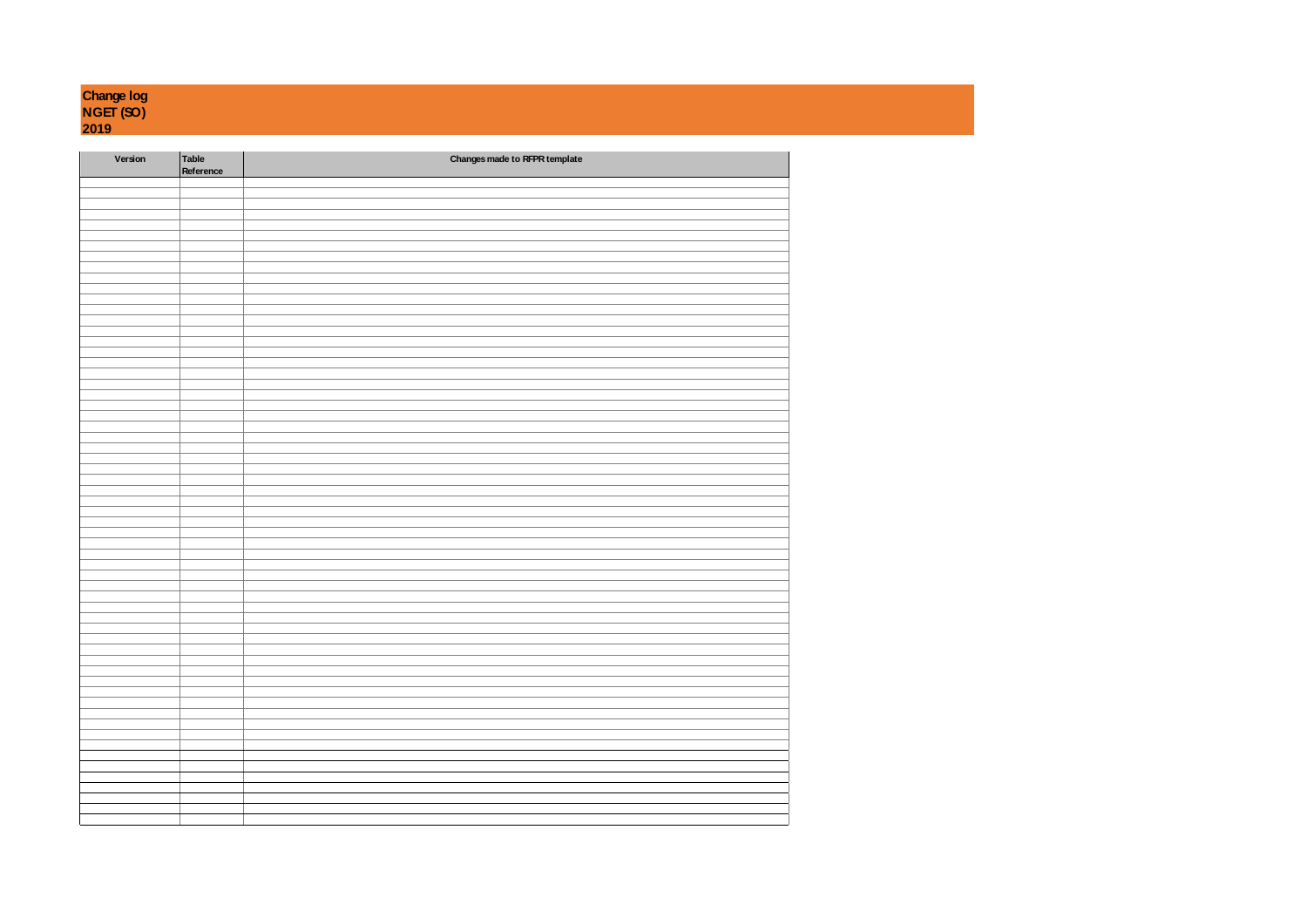**Change log**
**NGET (SO)**
**2019**

| Version | Table Reference | Changes made to RFPR template |
|---|---|---|
| | | |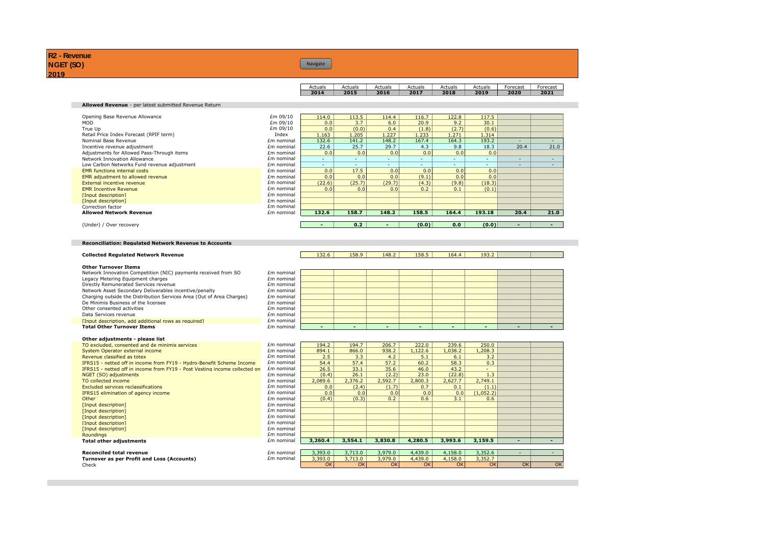# R2 - Revenue
## NGET (SO)
## 2019

Navigate

| | | Actuals 2014 | Actuals 2015 | Actuals 2016 | Actuals 2017 | Actuals 2018 | Actuals 2019 | Forecast 2020 | Forecast 2021 |
|---|---|---|---|---|---|---|---|---|---|
| **Allowed Revenue** - per latest submitted Revenue Return | | | | | | | | | |
| Opening Base Revenue Allowance | £m 09/10 | 114.0 | 113.5 | 114.4 | 116.7 | 122.8 | 117.5 | | |
| MOD | £m 09/10 | 0.0 | 3.7 | 6.0 | 20.9 | 9.2 | 30.1 | | |
| True Up | £m 09/10 | 0.0 | (0.0) | 0.4 | (1.8) | (2.7) | (0.6) | | |
| Retail Price Index Forecast (RPIF term) | Index | 1.163 | 1.205 | 1.227 | 1.233 | 1.271 | 1.314 | | |
| Nominal Base Revenue | £m nominal | 132.6 | 141.2 | 148.2 | 167.4 | 164.3 | 193.2 | - | - |
| Incentive revenue adjustment | £m nominal | 22.6 | 25.7 | 29.7 | 4.3 | 9.8 | 18.3 | 20.4 | 21.0 |
| Adjustments for Allowed Pass-Through items | £m nominal | 0.0 | 0.0 | 0.0 | 0.0 | 0.0 | 0.0 | | |
| Network Innovation Allowance | £m nominal | - | - | - | - | - | - | - | - |
| Low Carbon Networks Fund revenue adjustment | £m nominal | - | - | - | - | - | - | - | - |
| EMR functions internal costs | £m nominal | 0.0 | 17.5 | 0.0 | 0.0 | 0.0 | 0.0 | | |
| EMR adjustment to allowed revenue | £m nominal | 0.0 | 0.0 | 0.0 | (9.1) | 0.0 | 0.0 | | |
| External incentive revenue | £m nominal | (22.6) | (25.7) | (29.7) | (4.3) | (9.8) | (18.3) | | |
| EMR Incentive Revenue | £m nominal | 0.0 | 0.0 | 0.0 | 0.2 | 0.1 | (0.1) | | |
| [Input description] | £m nominal | | | | | | | | |
| [Input description] | £m nominal | | | | | | | | |
| Correction factor | £m nominal | | | | | | | | |
| **Allowed Network Revenue** | £m nominal | **132.6** | **158.7** | **148.2** | **158.5** | **164.4** | **193.18** | **20.4** | **21.0** |
| (Under) / Over recovery | | - | 0.2 | - | (0.0) | 0.0 | (0.0) | - | - |
| **Reconciliation: Regulated Network Revenue to Accounts** | | | | | | | | | |
| **Collected Regulated Network Revenue** | | 132.6 | 158.9 | 148.2 | 158.5 | 164.4 | 193.2 | | |
| **Other Turnover Items** | | | | | | | | | |
| Network Innovation Competition (NIC) payments received from SO | £m nominal | | | | | | | | |
| Legacy Metering Equipment charges | £m nominal | | | | | | | | |
| Directly Remunerated Services revenue | £m nominal | | | | | | | | |
| Network Asset Secondary Deliverables incentive/penalty | £m nominal | | | | | | | | |
| Charging outside the Distribution Services Area (Out of Area Charges) | £m nominal | | | | | | | | |
| De Minimis Business of the licensee | £m nominal | | | | | | | | |
| Other consented activities | £m nominal | | | | | | | | |
| Data Services revenue | £m nominal | | | | | | | | |
| [Input description, add additional rows as required] | £m nominal | | | | | | | | |
| **Total Other Turnover Items** | £m nominal | - | - | - | - | - | - | - | - |
| **Other adjustments - please list** | | | | | | | | | |
| TO excluded, consented and de minimis services | £m nominal | 194.2 | 194.7 | 206.7 | 222.0 | 239.6 | 250.0 | | |
| System Operator external income | £m nominal | 894.1 | 866.0 | 938.2 | 1,122.6 | 1,038.2 | 1,208.3 | | |
| Revenue classified as totex | £m nominal | 2.5 | 3.3 | 4.2 | 5.1 | 6.1 | 3.2 | | |
| IFRS15 - netted off in income from FY19 - Hydro-Benefit Scheme Income | £m nominal | 54.4 | 57.4 | 57.2 | 60.2 | 58.3 | 0.3 | | |
| IFRS15 - netted off in income from FY19 - Post Vesting income collected on | £m nominal | 26.5 | 33.1 | 35.6 | 46.0 | 43.2 | - | | |
| NGET (SO) adjustments | £m nominal | (0.4) | 26.1 | (2.2) | 23.0 | (22.8) | 1.3 | | |
| TO collected income | £m nominal | 2,089.6 | 2,376.2 | 2,592.7 | 2,800.3 | 2,627.7 | 2,749.1 | | |
| Excluded services reclassifications | £m nominal | 0.0 | (2.4) | (1.7) | 0.7 | 0.1 | (1.1) | | |
| IFRS15 elimination of agency income | £m nominal | 0.0 | 0.0 | 0.0 | 0.0 | 0.0 | (1,052.2) | | |
| Other | £m nominal | (0.4) | (0.3) | 0.2 | 0.6 | 3.1 | 0.6 | | |
| [Input description] | £m nominal | | | | | | | | |
| [Input description] | £m nominal | | | | | | | | |
| [Input description] | £m nominal | | | | | | | | |
| [Input description] | £m nominal | | | | | | | | |
| [Input description] | £m nominal | | | | | | | | |
| Roundings | £m nominal | | | | | | | | |
| **Total other adjustments** | £m nominal | **3,260.4** | **3,554.1** | **3,830.8** | **4,280.5** | **3,993.6** | **3,159.5** | - | - |
| **Reconciled total revenue** | £m nominal | 3,393.0 | 3,713.0 | 3,979.0 | 4,439.0 | 4,158.0 | 3,352.6 | - | - |
| **Turnover as per Profit and Loss (Accounts)** | £m nominal | 3,393.0 | 3,713.0 | 3,979.0 | 4,439.0 | 4,158.0 | 3,352.7 | | |
| Check | | OK | OK | OK | OK | OK | OK | OK | OK |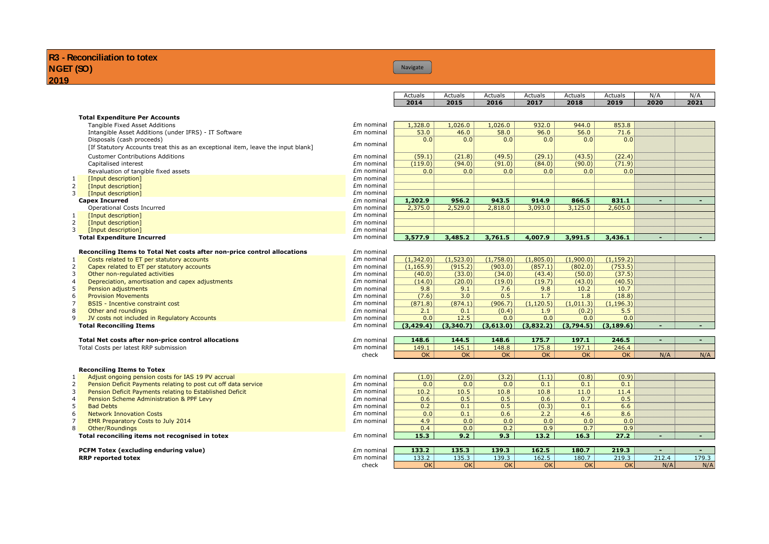# R3 - Reconciliation to totex
## NGET (SO)
## 2019

Navigate

| | | | Actuals | Actuals | Actuals | Actuals | Actuals | Actuals | N/A | N/A |
|---|---|---|---|---|---|---|---|---|---|---|
| | | | **2014** | **2015** | **2016** | **2017** | **2018** | **2019** | **2020** | **2021** |
| | **Total Expenditure Per Accounts** | | | | | | | | | |
| | Tangible Fixed Asset Additions | £m nominal | 1,328.0 | 1,026.0 | 1,026.0 | 932.0 | 944.0 | 853.8 | | |
| | Intangible Asset Additions (under IFRS) - IT Software | £m nominal | 53.0 | 46.0 | 58.0 | 96.0 | 56.0 | 71.6 | | |
| | Disposals (cash proceeds) [If Statutory Accounts treat this as an exceptional item, leave the input blank] | £m nominal | 0.0 | 0.0 | 0.0 | 0.0 | 0.0 | 0.0 | | |
| | Customer Contributions Additions | £m nominal | (59.1) | (21.8) | (49.5) | (29.1) | (43.5) | (22.4) | | |
| | Capitalised interest | £m nominal | (119.0) | (94.0) | (91.0) | (84.0) | (90.0) | (71.9) | | |
| | Revaluation of tangible fixed assets | £m nominal | 0.0 | 0.0 | 0.0 | 0.0 | 0.0 | 0.0 | | |
| 1 | [Input description] | £m nominal | | | | | | | | |
| 2 | [Input description] | £m nominal | | | | | | | | |
| 3 | [Input description] | £m nominal | | | | | | | | |
| | **Capex Incurred** | £m nominal | **1,202.9** | **956.2** | **943.5** | **914.9** | **866.5** | **831.1** | **-** | **-** |
| | Operational Costs Incurred | £m nominal | 2,375.0 | 2,529.0 | 2,818.0 | 3,093.0 | 3,125.0 | 2,605.0 | | |
| 1 | [Input description] | £m nominal | | | | | | | | |
| 2 | [Input description] | £m nominal | | | | | | | | |
| 3 | [Input description] | £m nominal | | | | | | | | |
| | **Total Expenditure Incurred** | £m nominal | **3,577.9** | **3,485.2** | **3,761.5** | **4,007.9** | **3,991.5** | **3,436.1** | **-** | **-** |
| | **Reconciling Items to Total Net costs after non-price control allocations** | £m nominal | | | | | | | | |
| 1 | Costs related to ET per statutory accounts | £m nominal | (1,342.0) | (1,523.0) | (1,758.0) | (1,805.0) | (1,900.0) | (1,159.2) | | |
| 2 | Capex related to ET per statutory accounts | £m nominal | (1,165.9) | (915.2) | (903.0) | (857.1) | (802.0) | (753.5) | | |
| 3 | Other non-regulated activities | £m nominal | (40.0) | (33.0) | (34.0) | (43.4) | (50.0) | (37.5) | | |
| 4 | Depreciation, amortisation and capex adjustments | £m nominal | (14.0) | (20.0) | (19.0) | (19.7) | (43.0) | (40.5) | | |
| 5 | Pension adjustments | £m nominal | 9.8 | 9.1 | 7.6 | 9.8 | 10.2 | 10.7 | | |
| 6 | Provision Movements | £m nominal | (7.6) | 3.0 | 0.5 | 1.7 | 1.8 | (18.8) | | |
| 7 | BSIS - Incentive constraint cost | £m nominal | (871.8) | (874.1) | (906.7) | (1,120.5) | (1,011.3) | (1,196.3) | | |
| 8 | Other and roundings | £m nominal | 2.1 | 0.1 | (0.4) | 1.9 | (0.2) | 5.5 | | |
| 9 | JV costs not included in Regulatory Accounts | £m nominal | 0.0 | 12.5 | 0.0 | 0.0 | 0.0 | 0.0 | | |
| | **Total Reconciling Items** | £m nominal | **(3,429.4)** | **(3,340.7)** | **(3,613.0)** | **(3,832.2)** | **(3,794.5)** | **(3,189.6)** | **-** | **-** |
| | **Total Net costs after non-price control allocations** | £m nominal | **148.6** | **144.5** | **148.6** | **175.7** | **197.1** | **246.5** | **-** | **-** |
| | Total Costs per latest RRP submission | £m nominal | 149.1 | 145.1 | 148.8 | 175.8 | 197.1 | 246.4 | | |
| | | check | OK | OK | OK | OK | OK | OK | N/A | N/A |
| | **Reconciling Items to Totex** | | | | | | | | | |
| 1 | Adjust ongoing pension costs for IAS 19 PV accrual | £m nominal | (1.0) | (2.0) | (3.2) | (1.1) | (0.8) | (0.9) | | |
| 2 | Pension Deficit Payments relating to post cut off data service | £m nominal | 0.0 | 0.0 | 0.0 | 0.1 | 0.1 | 0.1 | | |
| 3 | Pension Deficit Payments relating to Established Deficit | £m nominal | 10.2 | 10.5 | 10.8 | 10.8 | 11.0 | 11.4 | | |
| 4 | Pension Scheme Administration & PPF Levy | £m nominal | 0.6 | 0.5 | 0.5 | 0.6 | 0.7 | 0.5 | | |
| 5 | Bad Debts | £m nominal | 0.2 | 0.1 | 0.5 | (0.3) | 0.1 | 6.6 | | |
| 6 | Network Innovation Costs | £m nominal | 0.0 | 0.1 | 0.6 | 2.2 | 4.6 | 8.6 | | |
| 7 | EMR Preparatory Costs to July 2014 | £m nominal | 4.9 | 0.0 | 0.0 | 0.0 | 0.0 | 0.0 | | |
| 8 | Other/Roundings | | 0.4 | 0.0 | 0.2 | 0.9 | 0.7 | 0.9 | | |
| | **Total reconciling items not recognised in totex** | £m nominal | **15.3** | **9.2** | **9.3** | **13.2** | **16.3** | **27.2** | **-** | **-** |
| | **PCFM Totex (excluding enduring value)** | £m nominal | **133.2** | **135.3** | **139.3** | **162.5** | **180.7** | **219.3** | **-** | **-** |
| | **RRP reported totex** | £m nominal | 133.2 | 135.3 | 139.3 | 162.5 | 180.7 | 219.3 | 212.4 | 179.3 |
| | | check | OK | OK | OK | OK | OK | OK | N/A | N/A |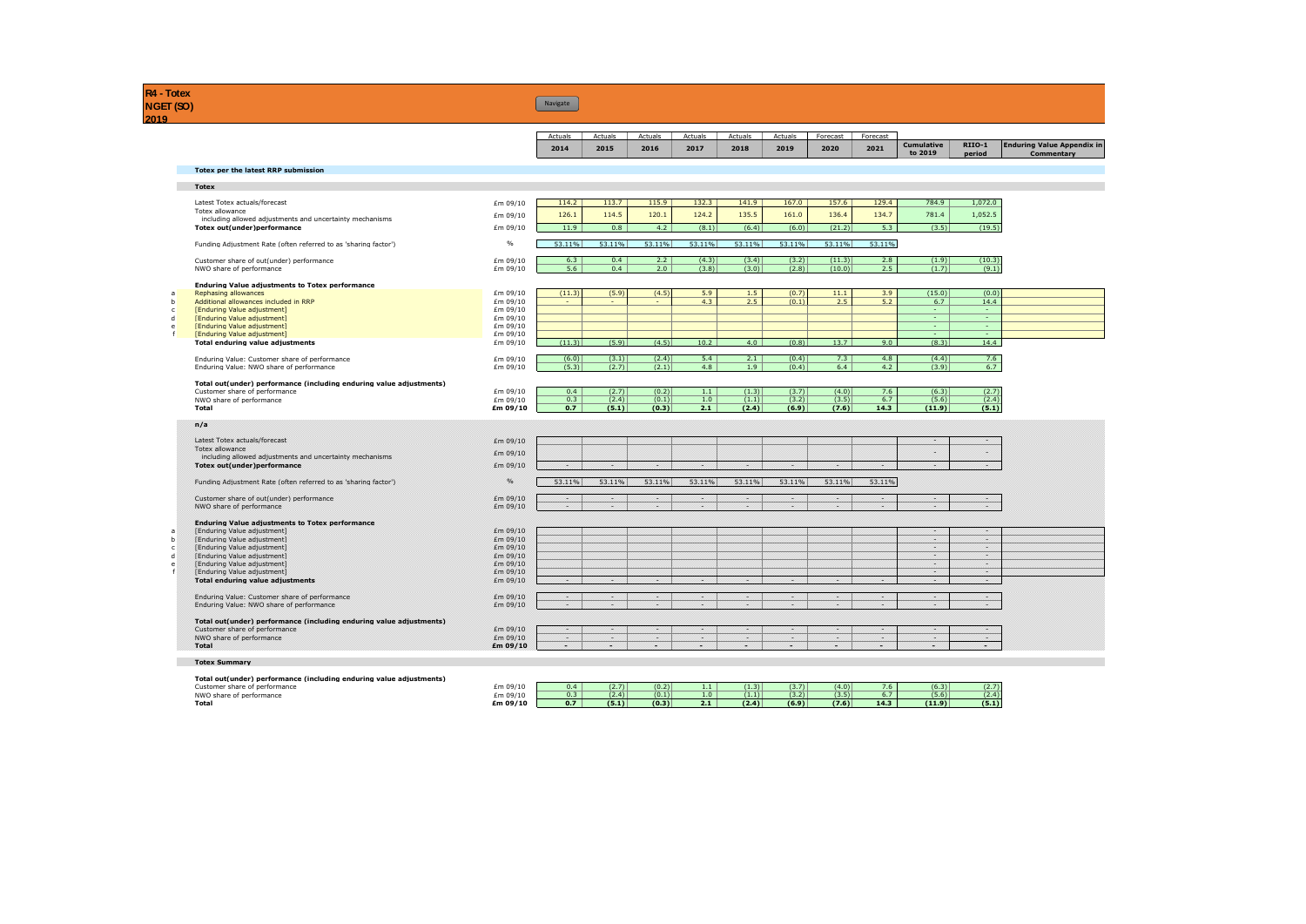# R4 - Totex
## NGET (SO)
## 2019

Navigate

| | | | Actuals | Actuals | Actuals | Actuals | Actuals | Actuals | Forecast | Forecast | | | |
|---|---|---|---|---|---|---|---|---|---|---|---|---|---|
| | | | 2014 | 2015 | 2016 | 2017 | 2018 | 2019 | 2020 | 2021 | Cumulative to 2019 | RIIO-1 period | Enduring Value Appendix in Commentary |
| | **Totex per the latest RRP submission** | | | | | | | | | | | | |
| | **Totex** | | | | | | | | | | | | |
| | Latest Totex actuals/forecast | £m 09/10 | 114.2 | 113.7 | 115.9 | 132.3 | 141.9 | 167.0 | 157.6 | 129.4 | 784.9 | 1,072.0 | |
| | Totex allowance including allowed adjustments and uncertainty mechanisms | £m 09/10 | 126.1 | 114.5 | 120.1 | 124.2 | 135.5 | 161.0 | 136.4 | 134.7 | 781.4 | 1,052.5 | |
| | **Totex out(under)performance** | £m 09/10 | 11.9 | 0.8 | 4.2 | (8.1) | (6.4) | (6.0) | (21.2) | 5.3 | (3.5) | (19.5) | |
| | Funding Adjustment Rate (often referred to as 'sharing factor') | % | 53.11% | 53.11% | 53.11% | 53.11% | 53.11% | 53.11% | 53.11% | 53.11% | | | |
| | Customer share of out(under) performance | £m 09/10 | 6.3 | 0.4 | 2.2 | (4.3) | (3.4) | (3.2) | (11.3) | 2.8 | (1.9) | (10.3) | |
| | NWO share of performance | £m 09/10 | 5.6 | 0.4 | 2.0 | (3.8) | (3.0) | (2.8) | (10.0) | 2.5 | (1.7) | (9.1) | |
| | **Enduring Value adjustments to Totex performance** | | | | | | | | | | | | |
| a | Rephasing allowances | £m 09/10 | (11.3) | (5.9) | (4.5) | 5.9 | 1.5 | (0.7) | 11.1 | 3.9 | (15.0) | (0.0) | |
| b | Additional allowances included in RRP | £m 09/10 | - | - | - | 4.3 | 2.5 | (0.1) | 2.5 | 5.2 | 6.7 | 14.4 | |
| c | [Enduring Value adjustment] | £m 09/10 | | | | | | | | | - | - | |
| d | [Enduring Value adjustment] | £m 09/10 | | | | | | | | | - | - | |
| e | [Enduring Value adjustment] | £m 09/10 | | | | | | | | | - | - | |
| f | [Enduring Value adjustment] | £m 09/10 | | | | | | | | | - | - | |
| | **Total enduring value adjustments** | £m 09/10 | (11.3) | (5.9) | (4.5) | 10.2 | 4.0 | (0.8) | 13.7 | 9.0 | (8.3) | 14.4 | |
| | Enduring Value: Customer share of performance | £m 09/10 | (6.0) | (3.1) | (2.4) | 5.4 | 2.1 | (0.4) | 7.3 | 4.8 | (4.4) | 7.6 | |
| | Enduring Value: NWO share of performance | £m 09/10 | (5.3) | (2.7) | (2.1) | 4.8 | 1.9 | (0.4) | 6.4 | 4.2 | (3.9) | 6.7 | |
| | **Total out(under) performance (including enduring value adjustments)** | | | | | | | | | | | | |
| | Customer share of performance | £m 09/10 | 0.4 | (2.7) | (0.2) | 1.1 | (1.3) | (3.7) | (4.0) | 7.6 | (6.3) | (2.7) | |
| | NWO share of performance | £m 09/10 | 0.3 | (2.4) | (0.1) | 1.0 | (1.1) | (3.2) | (3.5) | 6.7 | (5.6) | (2.4) | |
| | **Total** | **£m 09/10** | **0.7** | **(5.1)** | **(0.3)** | **2.1** | **(2.4)** | **(6.9)** | **(7.6)** | **14.3** | **(11.9)** | **(5.1)** | |
| | **n/a** | | | | | | | | | | | | |
| | Latest Totex actuals/forecast | £m 09/10 | | | | | | | | | - | - | |
| | Totex allowance including allowed adjustments and uncertainty mechanisms | £m 09/10 | | | | | | | | | - | - | |
| | **Totex out(under)performance** | £m 09/10 | - | - | - | - | - | - | - | - | - | - | |
| | Funding Adjustment Rate (often referred to as 'sharing factor') | % | 53.11% | 53.11% | 53.11% | 53.11% | 53.11% | 53.11% | 53.11% | 53.11% | | | |
| | Customer share of out(under) performance | £m 09/10 | - | - | - | - | - | - | - | - | - | - | |
| | NWO share of performance | £m 09/10 | - | - | - | - | - | - | - | - | - | - | |
| | **Enduring Value adjustments to Totex performance** | | | | | | | | | | | | |
| a | [Enduring Value adjustment] | £m 09/10 | | | | | | | | | - | - | |
| b | [Enduring Value adjustment] | £m 09/10 | | | | | | | | | - | - | |
| c | [Enduring Value adjustment] | £m 09/10 | | | | | | | | | - | - | |
| d | [Enduring Value adjustment] | £m 09/10 | | | | | | | | | - | - | |
| e | [Enduring Value adjustment] | £m 09/10 | | | | | | | | | - | - | |
| f | [Enduring Value adjustment] | £m 09/10 | | | | | | | | | - | - | |
| | **Total enduring value adjustments** | £m 09/10 | - | - | - | - | - | - | - | - | - | - | |
| | Enduring Value: Customer share of performance | £m 09/10 | - | - | - | - | - | - | - | - | - | - | |
| | Enduring Value: NWO share of performance | £m 09/10 | - | - | - | - | - | - | - | - | - | - | |
| | **Total out(under) performance (including enduring value adjustments)** | | | | | | | | | | | | |
| | Customer share of performance | £m 09/10 | - | - | - | - | - | - | - | - | - | - | |
| | NWO share of performance | £m 09/10 | - | - | - | - | - | - | - | - | - | - | |
| | **Total** | **£m 09/10** | **-** | **-** | **-** | **-** | **-** | **-** | **-** | **-** | **-** | **-** | |
| | **Totex Summary** | | | | | | | | | | | | |
| | **Total out(under) performance (including enduring value adjustments)** | | | | | | | | | | | | |
| | Customer share of performance | £m 09/10 | 0.4 | (2.7) | (0.2) | 1.1 | (1.3) | (3.7) | (4.0) | 7.6 | (6.3) | (2.7) | |
| | NWO share of performance | £m 09/10 | 0.3 | (2.4) | (0.1) | 1.0 | (1.1) | (3.2) | (3.5) | 6.7 | (5.6) | (2.4) | |
| | **Total** | **£m 09/10** | **0.7** | **(5.1)** | **(0.3)** | **2.1** | **(2.4)** | **(6.9)** | **(7.6)** | **14.3** | **(11.9)** | **(5.1)** | |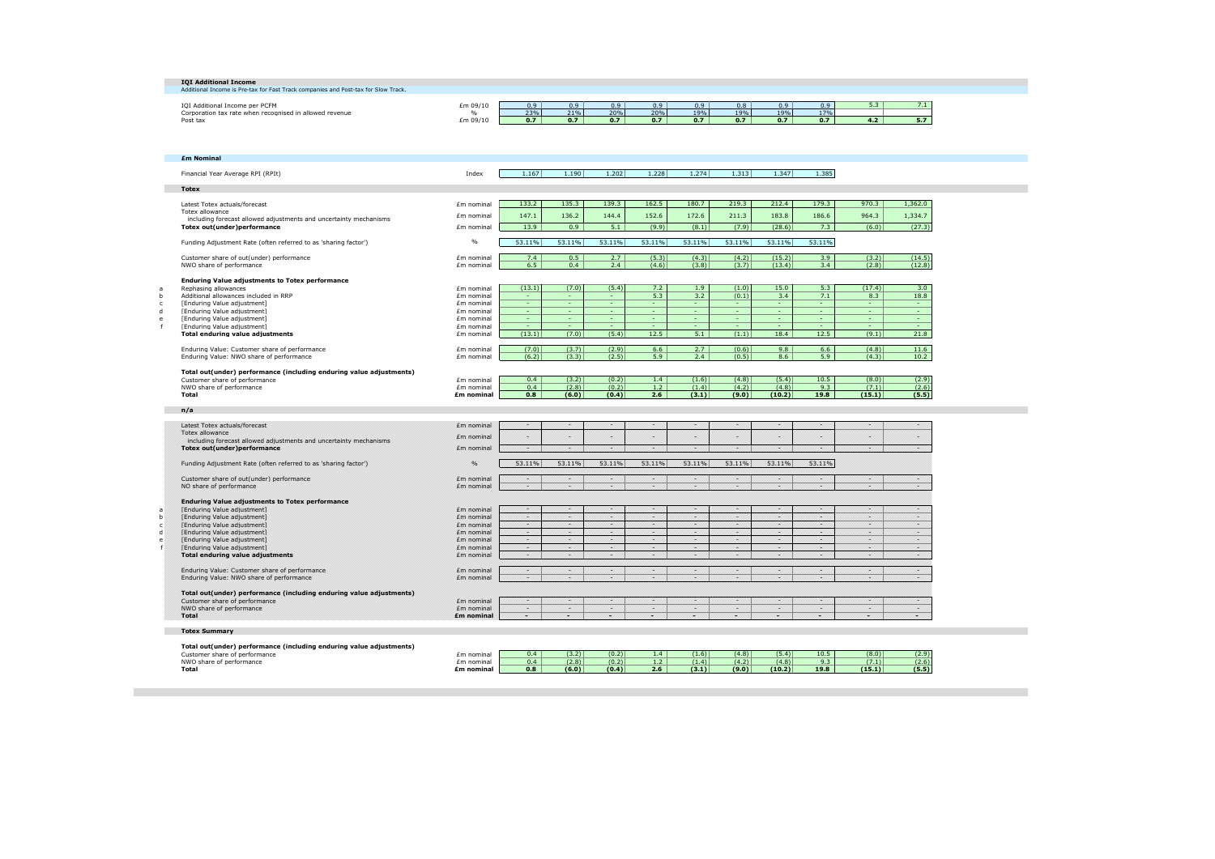## IQI Additional Income

Additional Income is Pre-tax for Fast Track companies and Post-tax for Slow Track.

| | Unit | | | | | | | | | | |
|---|---|---|---|---|---|---|---|---|---|---|---|
| IQI Additional Income per PCFM | £m 09/10 | 0.9 | 0.9 | 0.9 | 0.9 | 0.9 | 0.8 | 0.9 | 0.9 | 5.3 | 7.1 |
| Corporation tax rate when recognised in allowed revenue | % | 23% | 21% | 20% | 20% | 19% | 19% | 19% | 17% | | |
| **Post tax** | £m 09/10 | **0.7** | **0.7** | **0.7** | **0.7** | **0.7** | **0.7** | **0.7** | **0.7** | **4.2** | **5.7** |

## £m Nominal

| | Unit | | | | | | | | | | |
|---|---|---|---|---|---|---|---|---|---|---|---|
| Financial Year Average RPI (RPIt) | Index | 1.167 | 1.190 | 1.202 | 1.228 | 1.274 | 1.313 | 1.347 | 1.385 | | |

### Totex

| | | Unit | | | | | | | | | | |
|---|---|---|---|---|---|---|---|---|---|---|---|---|
| | Latest Totex actuals/forecast | £m nominal | 133.2 | 135.3 | 139.3 | 162.5 | 180.7 | 219.3 | 212.4 | 179.3 | 970.3 | 1,362.0 |
| | Totex allowance including forecast allowed adjustments and uncertainty mechanisms | £m nominal | 147.1 | 136.2 | 144.4 | 152.6 | 172.6 | 211.3 | 183.8 | 186.6 | 964.3 | 1,334.7 |
| | **Totex out(under)performance** | £m nominal | 13.9 | 0.9 | 5.1 | (9.9) | (8.1) | (7.9) | (28.6) | 7.3 | (6.0) | (27.3) |
| | Funding Adjustment Rate (often referred to as 'sharing factor') | % | 53.11% | 53.11% | 53.11% | 53.11% | 53.11% | 53.11% | 53.11% | 53.11% | | |
| | Customer share of out(under) performance | £m nominal | 7.4 | 0.5 | 2.7 | (5.3) | (4.3) | (4.2) | (15.2) | 3.9 | (3.2) | (14.5) |
| | NWO share of performance | £m nominal | 6.5 | 0.4 | 2.4 | (4.6) | (3.8) | (3.7) | (13.4) | 3.4 | (2.8) | (12.8) |
| | **Enduring Value adjustments to Totex performance** | | | | | | | | | | | |
| a | Rephasing allowances | £m nominal | (13.1) | (7.0) | (5.4) | 7.2 | 1.9 | (1.0) | 15.0 | 5.3 | (17.4) | 3.0 |
| b | Additional allowances included in RRP | £m nominal | - | - | - | 5.3 | 3.2 | (0.1) | 3.4 | 7.1 | 8.3 | 18.8 |
| c | [Enduring Value adjustment] | £m nominal | - | - | - | - | - | - | - | - | - | - |
| d | [Enduring Value adjustment] | £m nominal | - | - | - | - | - | - | - | - | - | - |
| e | [Enduring Value adjustment] | £m nominal | - | - | - | - | - | - | - | - | - | - |
| f | [Enduring Value adjustment] | £m nominal | - | - | - | - | - | - | - | - | - | - |
| | **Total enduring value adjustments** | £m nominal | (13.1) | (7.0) | (5.4) | 12.5 | 5.1 | (1.1) | 18.4 | 12.5 | (9.1) | 21.8 |
| | Enduring Value: Customer share of performance | £m nominal | (7.0) | (3.7) | (2.9) | 6.6 | 2.7 | (0.6) | 9.8 | 6.6 | (4.8) | 11.6 |
| | Enduring Value: NWO share of performance | £m nominal | (6.2) | (3.3) | (2.5) | 5.9 | 2.4 | (0.5) | 8.6 | 5.9 | (4.3) | 10.2 |
| | **Total out(under) performance (including enduring value adjustments)** | | | | | | | | | | | |
| | Customer share of performance | £m nominal | 0.4 | (3.2) | (0.2) | 1.4 | (1.6) | (4.8) | (5.4) | 10.5 | (8.0) | (2.9) |
| | NWO share of performance | £m nominal | 0.4 | (2.8) | (0.2) | 1.2 | (1.4) | (4.2) | (4.8) | 9.3 | (7.1) | (2.6) |
| | **Total** | **£m nominal** | **0.8** | **(6.0)** | **(0.4)** | **2.6** | **(3.1)** | **(9.0)** | **(10.2)** | **19.8** | **(15.1)** | **(5.5)** |

### n/a

| | | Unit | | | | | | | | | | |
|---|---|---|---|---|---|---|---|---|---|---|---|---|
| | Latest Totex actuals/forecast | £m nominal | - | - | - | - | - | - | - | - | - | - |
| | Totex allowance including forecast allowed adjustments and uncertainty mechanisms | £m nominal | - | - | - | - | - | - | - | - | - | - |
| | **Totex out(under)performance** | £m nominal | - | - | - | - | - | - | - | - | - | - |
| | Funding Adjustment Rate (often referred to as 'sharing factor') | % | 53.11% | 53.11% | 53.11% | 53.11% | 53.11% | 53.11% | 53.11% | 53.11% | | |
| | Customer share of out(under) performance | £m nominal | - | - | - | - | - | - | - | - | - | - |
| | NO share of performance | £m nominal | - | - | - | - | - | - | - | - | - | - |
| | **Enduring Value adjustments to Totex performance** | | | | | | | | | | | |
| a | [Enduring Value adjustment] | £m nominal | - | - | - | - | - | - | - | - | - | - |
| b | [Enduring Value adjustment] | £m nominal | - | - | - | - | - | - | - | - | - | - |
| c | [Enduring Value adjustment] | £m nominal | - | - | - | - | - | - | - | - | - | - |
| d | [Enduring Value adjustment] | £m nominal | - | - | - | - | - | - | - | - | - | - |
| e | [Enduring Value adjustment] | £m nominal | - | - | - | - | - | - | - | - | - | - |
| f | [Enduring Value adjustment] | £m nominal | - | - | - | - | - | - | - | - | - | - |
| | **Total enduring value adjustments** | £m nominal | - | - | - | - | - | - | - | - | - | - |
| | Enduring Value: Customer share of performance | £m nominal | - | - | - | - | - | - | - | - | - | - |
| | Enduring Value: NWO share of performance | £m nominal | - | - | - | - | - | - | - | - | - | - |
| | **Total out(under) performance (including enduring value adjustments)** | | | | | | | | | | | |
| | Customer share of performance | £m nominal | - | - | - | - | - | - | - | - | - | - |
| | NWO share of performance | £m nominal | - | - | - | - | - | - | - | - | - | - |
| | **Total** | **£m nominal** | **-** | **-** | **-** | **-** | **-** | **-** | **-** | **-** | **-** | **-** |

### Totex Summary

| | Unit | | | | | | | | | | |
|---|---|---|---|---|---|---|---|---|---|---|---|
| **Total out(under) performance (including enduring value adjustments)** | | | | | | | | | | | |
| Customer share of performance | £m nominal | 0.4 | (3.2) | (0.2) | 1.4 | (1.6) | (4.8) | (5.4) | 10.5 | (8.0) | (2.9) |
| NWO share of performance | £m nominal | 0.4 | (2.8) | (0.2) | 1.2 | (1.4) | (4.2) | (4.8) | 9.3 | (7.1) | (2.6) |
| **Total** | **£m nominal** | **0.8** | **(6.0)** | **(0.4)** | **2.6** | **(3.1)** | **(9.0)** | **(10.2)** | **19.8** | **(15.1)** | **(5.5)** |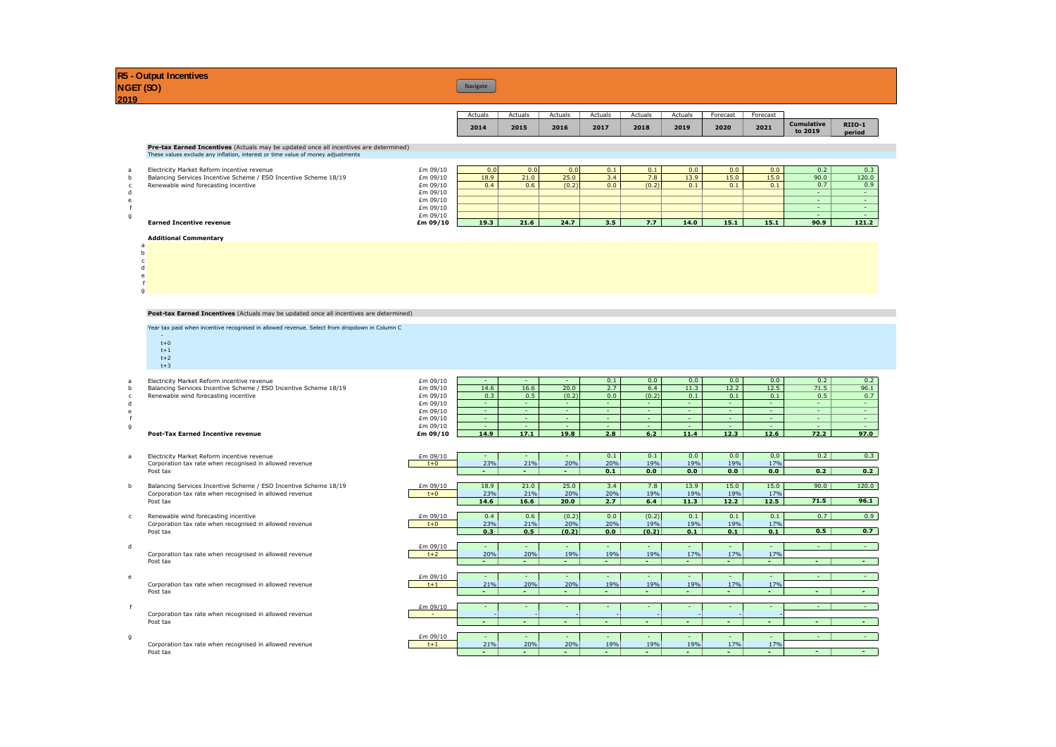# R5 - Output Incentives
## NGET (SO)
## 2019

Navigate

**Pre-tax Earned Incentives** (Actuals may be updated once all incentives are determined)
These values exclude any inflation, interest or time value of money adjustments

| | | | Actuals | Actuals | Actuals | Actuals | Actuals | Actuals | Forecast | Forecast | | |
|---|---|---|---|---|---|---|---|---|---|---|---|---|
| | | | 2014 | 2015 | 2016 | 2017 | 2018 | 2019 | 2020 | 2021 | Cumulative to 2019 | RIIO-1 period |
| a | Electricity Market Reform incentive revenue | £m 09/10 | 0.0 | 0.0 | 0.0 | 0.1 | 0.1 | 0.0 | 0.0 | 0.0 | 0.2 | 0.3 |
| b | Balancing Services Incentive Scheme / ESO Incentive Scheme 18/19 | £m 09/10 | 18.9 | 21.0 | 25.0 | 3.4 | 7.8 | 13.9 | 15.0 | 15.0 | 90.0 | 120.0 |
| c | Renewable wind forecasting incentive | £m 09/10 | 0.4 | 0.6 | (0.2) | 0.0 | (0.2) | 0.1 | 0.1 | 0.1 | 0.7 | 0.9 |
| d | | £m 09/10 | | | | | | | | | - | - |
| e | | £m 09/10 | | | | | | | | | - | - |
| f | | £m 09/10 | | | | | | | | | - | - |
| g | | £m 09/10 | | | | | | | | | - | - |
| | **Earned Incentive revenue** | **£m 09/10** | **19.3** | **21.6** | **24.7** | **3.5** | **7.7** | **14.0** | **15.1** | **15.1** | **90.9** | **121.2** |

**Additional Commentary**

a
b
c
d
e
f
g

**Post-tax Earned Incentives** (Actuals may be updated once all incentives are determined)

Year tax paid when incentive recognised in allowed revenue. Select from dropdown in Column C

-
t+0
t+1
t+2
t+3

| | | | 2014 | 2015 | 2016 | 2017 | 2018 | 2019 | 2020 | 2021 | Cumulative to 2019 | RIIO-1 period |
|---|---|---|---|---|---|---|---|---|---|---|---|---|
| a | Electricity Market Reform incentive revenue | £m 09/10 | - | - | - | 0.1 | 0.0 | 0.0 | 0.0 | 0.0 | 0.2 | 0.2 |
| b | Balancing Services Incentive Scheme / ESO Incentive Scheme 18/19 | £m 09/10 | 14.6 | 16.6 | 20.0 | 2.7 | 6.4 | 11.3 | 12.2 | 12.5 | 71.5 | 96.1 |
| c | Renewable wind forecasting incentive | £m 09/10 | 0.3 | 0.5 | (0.2) | 0.0 | (0.2) | 0.1 | 0.1 | 0.1 | 0.5 | 0.7 |
| d | | £m 09/10 | - | - | - | - | - | - | - | - | - | - |
| e | | £m 09/10 | - | - | - | - | - | - | - | - | - | - |
| f | | £m 09/10 | - | - | - | - | - | - | - | - | - | - |
| g | | £m 09/10 | - | - | - | - | - | - | - | - | - | - |
| | **Post-Tax Earned Incentive revenue** | **£m 09/10** | **14.9** | **17.1** | **19.8** | **2.8** | **6.2** | **11.4** | **12.3** | **12.6** | **72.2** | **97.0** |

| | | | 2014 | 2015 | 2016 | 2017 | 2018 | 2019 | 2020 | 2021 | Cumulative to 2019 | RIIO-1 period |
|---|---|---|---|---|---|---|---|---|---|---|---|---|
| a | Electricity Market Reform incentive revenue | £m 09/10 | - | - | - | 0.1 | 0.1 | 0.0 | 0.0 | 0.0 | 0.2 | 0.3 |
| | Corporation tax rate when recognised in allowed revenue | t+0 | 23% | 21% | 20% | 20% | 19% | 19% | 19% | 17% | | |
| | Post tax | | **-** | **-** | **-** | **0.1** | **0.0** | **0.0** | **0.0** | **0.0** | **0.2** | **0.2** |
| b | Balancing Services Incentive Scheme / ESO Incentive Scheme 18/19 | £m 09/10 | 18.9 | 21.0 | 25.0 | 3.4 | 7.8 | 13.9 | 15.0 | 15.0 | 90.0 | 120.0 |
| | Corporation tax rate when recognised in allowed revenue | t+0 | 23% | 21% | 20% | 20% | 19% | 19% | 19% | 17% | | |
| | Post tax | | **14.6** | **16.6** | **20.0** | **2.7** | **6.4** | **11.3** | **12.2** | **12.5** | **71.5** | **96.1** |
| c | Renewable wind forecasting incentive | £m 09/10 | 0.4 | 0.6 | (0.2) | 0.0 | (0.2) | 0.1 | 0.1 | 0.1 | 0.7 | 0.9 |
| | Corporation tax rate when recognised in allowed revenue | t+0 | 23% | 21% | 20% | 20% | 19% | 19% | 19% | 17% | | |
| | Post tax | | **0.3** | **0.5** | **(0.2)** | **0.0** | **(0.2)** | **0.1** | **0.1** | **0.1** | **0.5** | **0.7** |
| d | | £m 09/10 | - | - | - | - | - | - | - | - | - | - |
| | Corporation tax rate when recognised in allowed revenue | t+2 | 20% | 20% | 19% | 19% | 19% | 17% | 17% | 17% | | |
| | Post tax | | **-** | **-** | **-** | **-** | **-** | **-** | **-** | **-** | **-** | **-** |
| e | | £m 09/10 | - | - | - | - | - | - | - | - | - | - |
| | Corporation tax rate when recognised in allowed revenue | t+1 | 21% | 20% | 20% | 19% | 19% | 19% | 17% | 17% | | |
| | Post tax | | **-** | **-** | **-** | **-** | **-** | **-** | **-** | **-** | **-** | **-** |
| f | | £m 09/10 | - | - | - | - | - | - | - | - | - | - |
| | Corporation tax rate when recognised in allowed revenue | - | - | - | - | - | - | - | - | - | | |
| | Post tax | | **-** | **-** | **-** | **-** | **-** | **-** | **-** | **-** | **-** | **-** |
| g | | £m 09/10 | - | - | - | - | - | - | - | - | - | - |
| | Corporation tax rate when recognised in allowed revenue | t+1 | 21% | 20% | 20% | 19% | 19% | 19% | 17% | 17% | | |
| | Post tax | | **-** | **-** | **-** | **-** | **-** | **-** | **-** | **-** | **-** | **-** |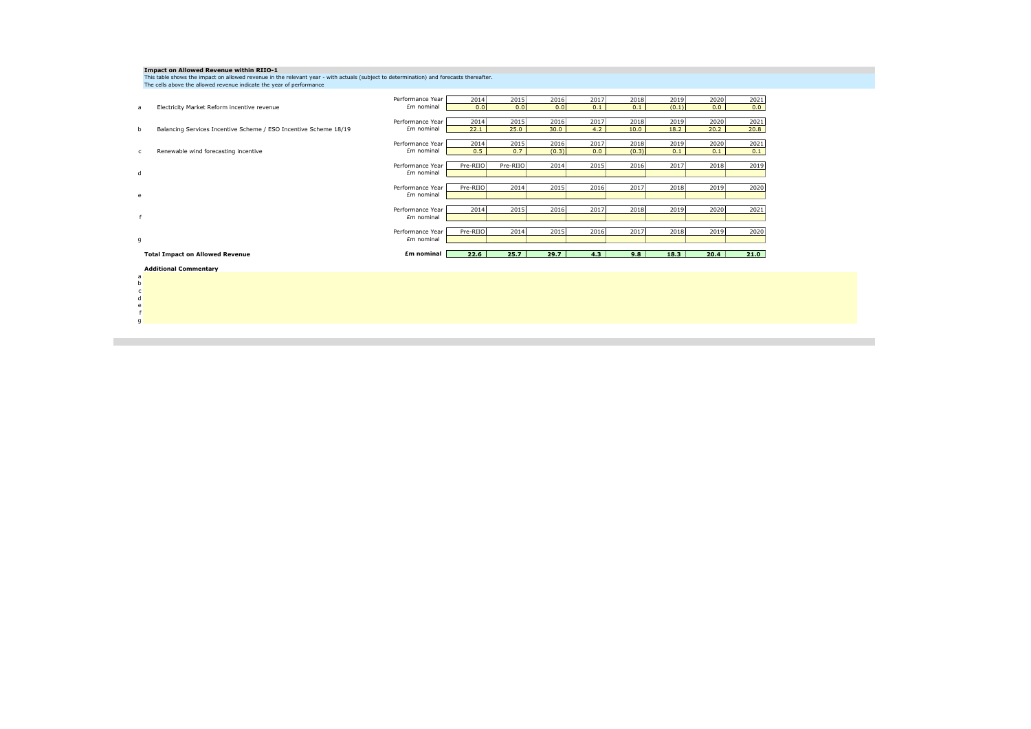**Impact on Allowed Revenue within RIIO-1**

This table shows the impact on allowed revenue in the relevant year - with actuals (subject to determination) and forecasts thereafter.
The cells above the allowed revenue indicate the year of performance

| | | | | | | | | | | |
|---|---|---|---|---|---|---|---|---|---|---|
| | | Performance Year | 2014 | 2015 | 2016 | 2017 | 2018 | 2019 | 2020 | 2021 |
| a | Electricity Market Reform incentive revenue | £m nominal | 0.0 | 0.0 | 0.0 | 0.1 | 0.1 | (0.1) | 0.0 | 0.0 |
| | | Performance Year | 2014 | 2015 | 2016 | 2017 | 2018 | 2019 | 2020 | 2021 |
| b | Balancing Services Incentive Scheme / ESO Incentive Scheme 18/19 | £m nominal | 22.1 | 25.0 | 30.0 | 4.2 | 10.0 | 18.2 | 20.2 | 20.8 |
| | | Performance Year | 2014 | 2015 | 2016 | 2017 | 2018 | 2019 | 2020 | 2021 |
| c | Renewable wind forecasting incentive | £m nominal | 0.5 | 0.7 | (0.3) | 0.0 | (0.3) | 0.1 | 0.1 | 0.1 |
| | | Performance Year | Pre-RIIO | Pre-RIIO | 2014 | 2015 | 2016 | 2017 | 2018 | 2019 |
| d | | £m nominal | | | | | | | | |
| | | Performance Year | Pre-RIIO | 2014 | 2015 | 2016 | 2017 | 2018 | 2019 | 2020 |
| e | | £m nominal | | | | | | | | |
| | | Performance Year | 2014 | 2015 | 2016 | 2017 | 2018 | 2019 | 2020 | 2021 |
| f | | £m nominal | | | | | | | | |
| | | Performance Year | Pre-RIIO | 2014 | 2015 | 2016 | 2017 | 2018 | 2019 | 2020 |
| g | | £m nominal | | | | | | | | |
| | **Total Impact on Allowed Revenue** | **£m nominal** | **22.6** | **25.7** | **29.7** | **4.3** | **9.8** | **18.3** | **20.4** | **21.0** |

**Additional Commentary**

a
b
c
d
e
f
g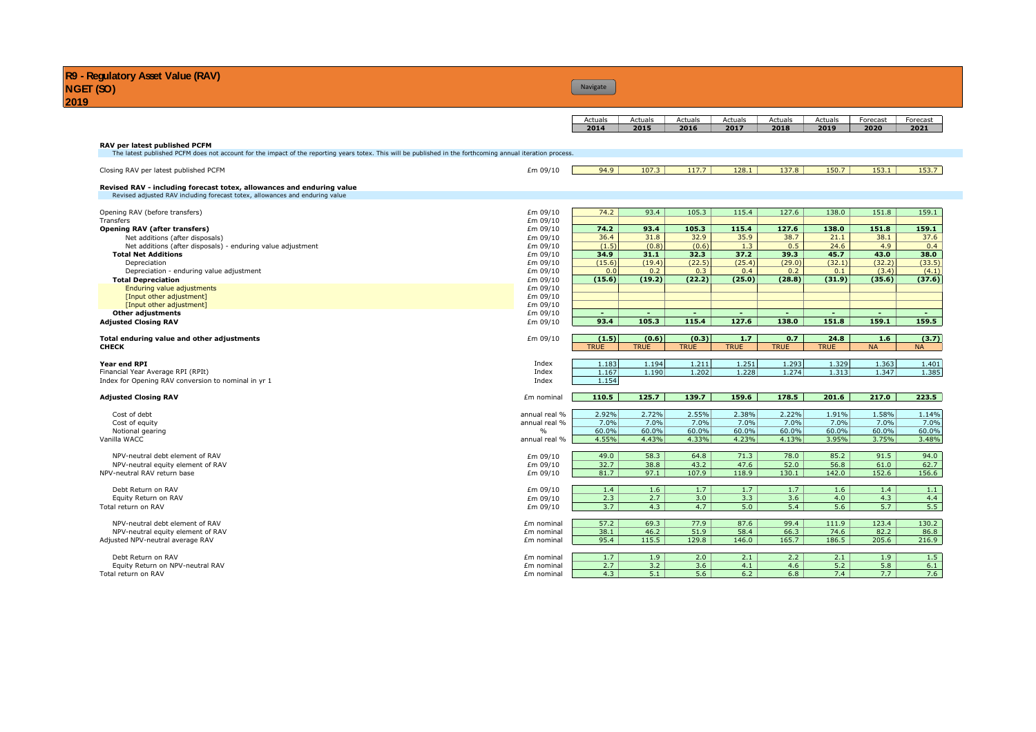# R9 - Regulatory Asset Value (RAV)
## NGET (SO)
## 2019

Navigate

| | Unit | Actuals 2014 | Actuals 2015 | Actuals 2016 | Actuals 2017 | Actuals 2018 | Actuals 2019 | Forecast 2020 | Forecast 2021 |
|---|---|---|---|---|---|---|---|---|---|
| **RAV per latest published PCFM** | | | | | | | | | |
| The latest published PCFM does not account for the impact of the reporting years totex. This will be published in the forthcoming annual iteration process. | | | | | | | | | |
| Closing RAV per latest published PCFM | £m 09/10 | 94.9 | 107.3 | 117.7 | 128.1 | 137.8 | 150.7 | 153.1 | 153.7 |
| **Revised RAV - including forecast totex, allowances and enduring value** | | | | | | | | | |
| Revised adjusted RAV including forecast totex, allowances and enduring value | | | | | | | | | |
| Opening RAV (before transfers) | £m 09/10 | 74.2 | 93.4 | 105.3 | 115.4 | 127.6 | 138.0 | 151.8 | 159.1 |
| Transfers | £m 09/10 | | | | | | | | |
| **Opening RAV (after transfers)** | £m 09/10 | **74.2** | **93.4** | **105.3** | **115.4** | **127.6** | **138.0** | **151.8** | **159.1** |
| Net additions (after disposals) | £m 09/10 | 36.4 | 31.8 | 32.9 | 35.9 | 38.7 | 21.1 | 38.1 | 37.6 |
| Net additions (after disposals) - enduring value adjustment | £m 09/10 | (1.5) | (0.8) | (0.6) | 1.3 | 0.5 | 24.6 | 4.9 | 0.4 |
| **Total Net Additions** | £m 09/10 | **34.9** | **31.1** | **32.3** | **37.2** | **39.3** | **45.7** | **43.0** | **38.0** |
| Depreciation | £m 09/10 | (15.6) | (19.4) | (22.5) | (25.4) | (29.0) | (32.1) | (32.2) | (33.5) |
| Depreciation - enduring value adjustment | £m 09/10 | 0.0 | 0.2 | 0.3 | 0.4 | 0.2 | 0.1 | (3.4) | (4.1) |
| **Total Depreciation** | £m 09/10 | **(15.6)** | **(19.2)** | **(22.2)** | **(25.0)** | **(28.8)** | **(31.9)** | **(35.6)** | **(37.6)** |
| Enduring value adjustments | £m 09/10 | | | | | | | | |
| [Input other adjustment] | £m 09/10 | | | | | | | | |
| [Input other adjustment] | £m 09/10 | | | | | | | | |
| **Other adjustments** | £m 09/10 | - | - | - | - | - | - | - | - |
| **Adjusted Closing RAV** | £m 09/10 | **93.4** | **105.3** | **115.4** | **127.6** | **138.0** | **151.8** | **159.1** | **159.5** |
| **Total enduring value and other adjustments** | £m 09/10 | **(1.5)** | **(0.6)** | **(0.3)** | **1.7** | **0.7** | **24.8** | **1.6** | **(3.7)** |
| **CHECK** | | TRUE | TRUE | TRUE | TRUE | TRUE | TRUE | NA | NA |
| **Year end RPI** | Index | 1.183 | 1.194 | 1.211 | 1.251 | 1.293 | 1.329 | 1.363 | 1.401 |
| Financial Year Average RPI (RPIt) | Index | 1.167 | 1.190 | 1.202 | 1.228 | 1.274 | 1.313 | 1.347 | 1.385 |
| Index for Opening RAV conversion to nominal in yr 1 | Index | 1.154 | | | | | | | |
| **Adjusted Closing RAV** | £m nominal | **110.5** | **125.7** | **139.7** | **159.6** | **178.5** | **201.6** | **217.0** | **223.5** |
| Cost of debt | annual real % | 2.92% | 2.72% | 2.55% | 2.38% | 2.22% | 1.91% | 1.58% | 1.14% |
| Cost of equity | annual real % | 7.0% | 7.0% | 7.0% | 7.0% | 7.0% | 7.0% | 7.0% | 7.0% |
| Notional gearing | % | 60.0% | 60.0% | 60.0% | 60.0% | 60.0% | 60.0% | 60.0% | 60.0% |
| Vanilla WACC | annual real % | 4.55% | 4.43% | 4.33% | 4.23% | 4.13% | 3.95% | 3.75% | 3.48% |
| NPV-neutral debt element of RAV | £m 09/10 | 49.0 | 58.3 | 64.8 | 71.3 | 78.0 | 85.2 | 91.5 | 94.0 |
| NPV-neutral equity element of RAV | £m 09/10 | 32.7 | 38.8 | 43.2 | 47.6 | 52.0 | 56.8 | 61.0 | 62.7 |
| NPV-neutral RAV return base | £m 09/10 | 81.7 | 97.1 | 107.9 | 118.9 | 130.1 | 142.0 | 152.6 | 156.6 |
| Debt Return on RAV | £m 09/10 | 1.4 | 1.6 | 1.7 | 1.7 | 1.7 | 1.6 | 1.4 | 1.1 |
| Equity Return on RAV | £m 09/10 | 2.3 | 2.7 | 3.0 | 3.3 | 3.6 | 4.0 | 4.3 | 4.4 |
| Total return on RAV | £m 09/10 | 3.7 | 4.3 | 4.7 | 5.0 | 5.4 | 5.6 | 5.7 | 5.5 |
| NPV-neutral debt element of RAV | £m nominal | 57.2 | 69.3 | 77.9 | 87.6 | 99.4 | 111.9 | 123.4 | 130.2 |
| NPV-neutral equity element of RAV | £m nominal | 38.1 | 46.2 | 51.9 | 58.4 | 66.3 | 74.6 | 82.2 | 86.8 |
| Adjusted NPV-neutral average RAV | £m nominal | 95.4 | 115.5 | 129.8 | 146.0 | 165.7 | 186.5 | 205.6 | 216.9 |
| Debt Return on RAV | £m nominal | 1.7 | 1.9 | 2.0 | 2.1 | 2.2 | 2.1 | 1.9 | 1.5 |
| Equity Return on NPV-neutral RAV | £m nominal | 2.7 | 3.2 | 3.6 | 4.1 | 4.6 | 5.2 | 5.8 | 6.1 |
| Total return on RAV | £m nominal | 4.3 | 5.1 | 5.6 | 6.2 | 6.8 | 7.4 | 7.7 | 7.6 |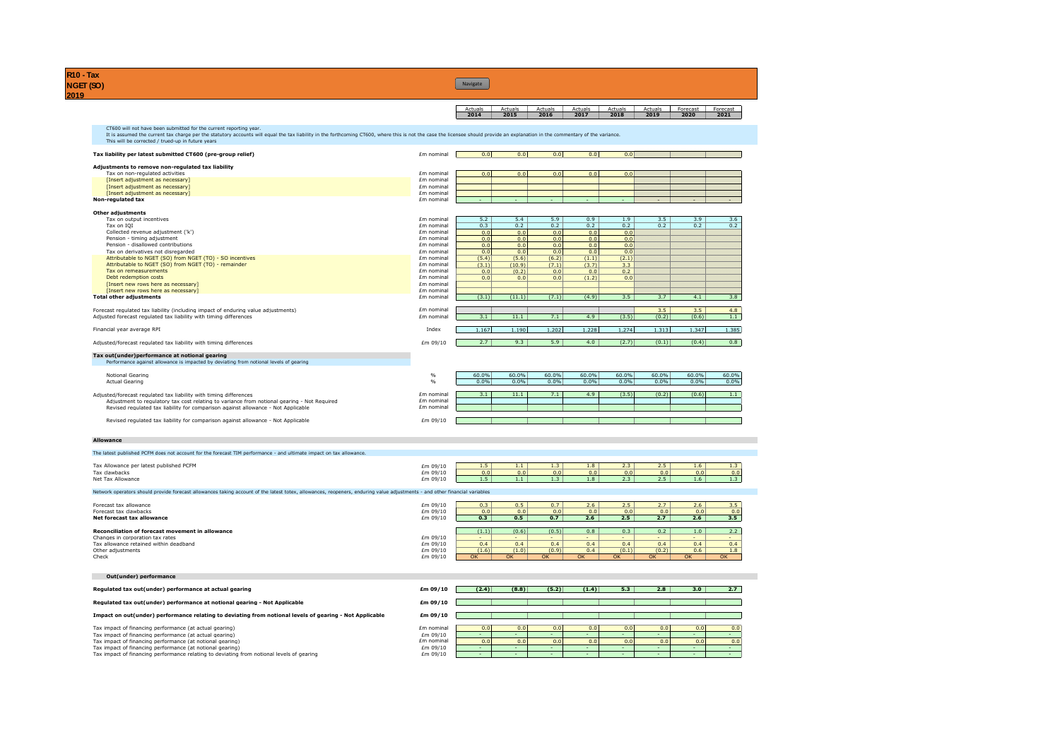# R10 - Tax
## NGET (SO)
## 2019

Navigate

| | | Actuals 2014 | Actuals 2015 | Actuals 2016 | Actuals 2017 | Actuals 2018 | Actuals 2019 | Forecast 2020 | Forecast 2021 |
|---|---|---|---|---|---|---|---|---|---|

CT600 will not have been submitted for the current reporting year.
It is assumed the current tax charge per the statutory accounts will equal the tax liability in the forthcoming CT600, where this is not the case the licensee should provide an explanation in the commentary of the variance.
This will be corrected / trued-up in future years

| | Unit | 2014 | 2015 | 2016 | 2017 | 2018 | 2019 | 2020 | 2021 |
|---|---|---|---|---|---|---|---|---|---|
| **Tax liability per latest submitted CT600 (pre-group relief)** | £m nominal | 0.0 | 0.0 | 0.0 | 0.0 | 0.0 | | | |
| **Adjustments to remove non-regulated tax liability** | | | | | | | | | |
| Tax on non-regulated activities | £m nominal | 0.0 | 0.0 | 0.0 | 0.0 | 0.0 | | | |
| [Insert adjustment as necessary] | £m nominal | | | | | | | | |
| [Insert adjustment as necessary] | £m nominal | | | | | | | | |
| [Insert adjustment as necessary] | £m nominal | | | | | | | | |
| **Non-regulated tax** | £m nominal | - | - | - | - | - | - | - | - |
| **Other adjustments** | | | | | | | | | |
| Tax on output incentives | £m nominal | 5.2 | 5.4 | 5.9 | 0.9 | 1.9 | 3.5 | 3.9 | 3.6 |
| Tax on IQI | £m nominal | 0.3 | 0.2 | 0.2 | 0.2 | 0.2 | 0.2 | 0.2 | 0.2 |
| Collected revenue adjustment ('k') | £m nominal | 0.0 | 0.0 | 0.0 | 0.0 | 0.0 | | | |
| Pension - timing adjustment | £m nominal | 0.0 | 0.0 | 0.0 | 0.0 | 0.0 | | | |
| Pension - disallowed contributions | £m nominal | 0.0 | 0.0 | 0.0 | 0.0 | 0.0 | | | |
| Tax on derivatives not disregarded | £m nominal | 0.0 | 0.0 | 0.0 | 0.0 | 0.0 | | | |
| Attributable to NGET (SO) from NGET (TO) - SO incentives | £m nominal | (5.4) | (5.6) | (6.2) | (1.1) | (2.1) | | | |
| Attributable to NGET (SO) from NGET (TO) - remainder | £m nominal | (3.1) | (10.9) | (7.1) | (3.7) | 3.3 | | | |
| Tax on remeasurements | £m nominal | 0.0 | (0.2) | 0.0 | 0.0 | 0.2 | | | |
| Debt redemption costs | £m nominal | 0.0 | 0.0 | 0.0 | (1.2) | 0.0 | | | |
| [Insert new rows here as necessary] | £m nominal | | | | | | | | |
| [Insert new rows here as necessary] | £m nominal | | | | | | | | |
| **Total other adjustments** | £m nominal | (3.1) | (11.1) | (7.1) | (4.9) | 3.5 | 3.7 | 4.1 | 3.8 |
| Forecast regulated tax liability (including impact of enduring value adjustments) | £m nominal | | | | | | 3.5 | 3.5 | 4.8 |
| Adjusted forecast regulated tax liability with timing differences | £m nominal | 3.1 | 11.1 | 7.1 | 4.9 | (3.5) | (0.2) | (0.6) | 1.1 |
| Financial year average RPI | Index | 1.167 | 1.190 | 1.202 | 1.228 | 1.274 | 1.313 | 1.347 | 1.385 |
| Adjusted/forecast regulated tax liability with timing differences | £m 09/10 | 2.7 | 9.3 | 5.9 | 4.0 | (2.7) | (0.1) | (0.4) | 0.8 |

**Tax out(under)performance at notional gearing**
Performance against allowance is impacted by deviating from notional levels of gearing

| | Unit | 2014 | 2015 | 2016 | 2017 | 2018 | 2019 | 2020 | 2021 |
|---|---|---|---|---|---|---|---|---|---|
| Notional Gearing | % | 60.0% | 60.0% | 60.0% | 60.0% | 60.0% | 60.0% | 60.0% | 60.0% |
| Actual Gearing | % | 0.0% | 0.0% | 0.0% | 0.0% | 0.0% | 0.0% | 0.0% | 0.0% |
| Adjusted/forecast regulated tax liability with timing differences | £m nominal | 3.1 | 11.1 | 7.1 | 4.9 | (3.5) | (0.2) | (0.6) | 1.1 |
| Adjustment to regulatory tax cost relating to variance from notional gearing - Not Required | £m nominal | | | | | | | | |
| Revised regulated tax liability for comparison against allowance - Not Applicable | £m nominal | | | | | | | | |
| Revised regulated tax liability for comparison against allowance - Not Applicable | £m 09/10 | | | | | | | | |

**Allowance**

The latest published PCFM does not account for the forecast TIM performance - and ultimate impact on tax allowance.

| | Unit | 2014 | 2015 | 2016 | 2017 | 2018 | 2019 | 2020 | 2021 |
|---|---|---|---|---|---|---|---|---|---|
| Tax Allowance per latest published PCFM | £m 09/10 | 1.5 | 1.1 | 1.3 | 1.8 | 2.3 | 2.5 | 1.6 | 1.3 |
| Tax clawbacks | £m 09/10 | 0.0 | 0.0 | 0.0 | 0.0 | 0.0 | 0.0 | 0.0 | 0.0 |
| Net Tax Allowance | £m 09/10 | 1.5 | 1.1 | 1.3 | 1.8 | 2.3 | 2.5 | 1.6 | 1.3 |

Network operators should provide forecast allowances taking account of the latest totex, allowances, reopeners, enduring value adjustments - and other financial variables

| | Unit | 2014 | 2015 | 2016 | 2017 | 2018 | 2019 | 2020 | 2021 |
|---|---|---|---|---|---|---|---|---|---|
| Forecast tax allowance | £m 09/10 | 0.3 | 0.5 | 0.7 | 2.6 | 2.5 | 2.7 | 2.6 | 3.5 |
| Forecast tax clawbacks | £m 09/10 | 0.0 | 0.0 | 0.0 | 0.0 | 0.0 | 0.0 | 0.0 | 0.0 |
| **Net forecast tax allowance** | £m 09/10 | **0.3** | **0.5** | **0.7** | **2.6** | **2.5** | **2.7** | **2.6** | **3.5** |
| **Reconciliation of forecast movement in allowance** | | (1.1) | (0.6) | (0.5) | 0.8 | 0.3 | 0.2 | 1.0 | 2.2 |
| Changes in corporation tax rates | £m 09/10 | - | - | - | - | - | - | - | - |
| Tax allowance retained within deadband | £m 09/10 | 0.4 | 0.4 | 0.4 | 0.4 | 0.4 | 0.4 | 0.4 | 0.4 |
| Other adjustments | £m 09/10 | (1.6) | (1.0) | (0.9) | 0.4 | (0.1) | (0.2) | 0.6 | 1.8 |
| Check | £m 09/10 | OK | OK | OK | OK | OK | OK | OK | OK |

**Out(under) performance**

| | Unit | 2014 | 2015 | 2016 | 2017 | 2018 | 2019 | 2020 | 2021 |
|---|---|---|---|---|---|---|---|---|---|
| **Regulated tax out(under) performance at actual gearing** | **£m 09/10** | **(2.4)** | **(8.8)** | **(5.2)** | **(1.4)** | **5.3** | **2.8** | **3.0** | **2.7** |
| **Regulated tax out(under) performance at notional gearing - Not Applicable** | **£m 09/10** | | | | | | | | |
| **Impact on out(under) performance relating to deviating from notional levels of gearing - Not Applicable** | **£m 09/10** | | | | | | | | |
| Tax impact of financing performance (at actual gearing) | £m nominal | 0.0 | 0.0 | 0.0 | 0.0 | 0.0 | 0.0 | 0.0 | 0.0 |
| Tax impact of financing performance (at actual gearing) | £m 09/10 | - | - | - | - | - | - | - | - |
| Tax impact of financing performance (at notional gearing) | £m nominal | 0.0 | 0.0 | 0.0 | 0.0 | 0.0 | 0.0 | 0.0 | 0.0 |
| Tax impact of financing performance (at notional gearing) | £m 09/10 | - | - | - | - | - | - | - | - |
| Tax impact of financing performance relating to deviating from notional levels of gearing | £m 09/10 | - | - | - | - | - | - | - | - |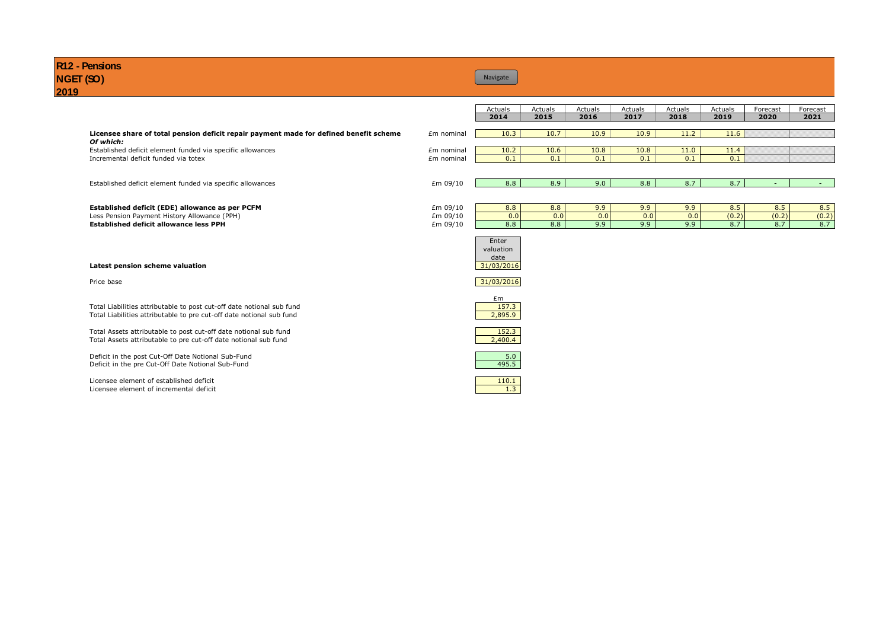# R12 - Pensions
## NGET (SO)
## 2019

Navigate

| | | Actuals 2014 | Actuals 2015 | Actuals 2016 | Actuals 2017 | Actuals 2018 | Actuals 2019 | Forecast 2020 | Forecast 2021 |
|---|---|---|---|---|---|---|---|---|---|
| **Licensee share of total pension deficit repair payment made for defined benefit scheme** | £m nominal | 10.3 | 10.7 | 10.9 | 10.9 | 11.2 | 11.6 | | |
| ***Of which:*** | | | | | | | | | |
| Established deficit element funded via specific allowances | £m nominal | 10.2 | 10.6 | 10.8 | 10.8 | 11.0 | 11.4 | | |
| Incremental deficit funded via totex | £m nominal | 0.1 | 0.1 | 0.1 | 0.1 | 0.1 | 0.1 | | |
| | | | | | | | | | |
| Established deficit element funded via specific allowances | £m 09/10 | 8.8 | 8.9 | 9.0 | 8.8 | 8.7 | 8.7 | - | - |
| | | | | | | | | | |
| **Established deficit (EDE) allowance as per PCFM** | £m 09/10 | 8.8 | 8.8 | 9.9 | 9.9 | 9.9 | 8.5 | 8.5 | 8.5 |
| Less Pension Payment History Allowance (PPH) | £m 09/10 | 0.0 | 0.0 | 0.0 | 0.0 | 0.0 | (0.2) | (0.2) | (0.2) |
| **Established deficit allowance less PPH** | £m 09/10 | 8.8 | 8.8 | 9.9 | 9.9 | 9.9 | 8.7 | 8.7 | 8.7 |

| | Enter valuation date |
|---|---|
| **Latest pension scheme valuation** | 31/03/2016 |
| Price base | 31/03/2016 |

| | £m |
|---|---|
| Total Liabilities attributable to post cut-off date notional sub fund | 157.3 |
| Total Liabilities attributable to pre cut-off date notional sub fund | 2,895.9 |
| Total Assets attributable to post cut-off date notional sub fund | 152.3 |
| Total Assets attributable to pre cut-off date notional sub fund | 2,400.4 |
| Deficit in the post Cut-Off Date Notional Sub-Fund | 5.0 |
| Deficit in the pre Cut-Off Date Notional Sub-Fund | 495.5 |
| Licensee element of established deficit | 110.1 |
| Licensee element of incremental deficit | 1.3 |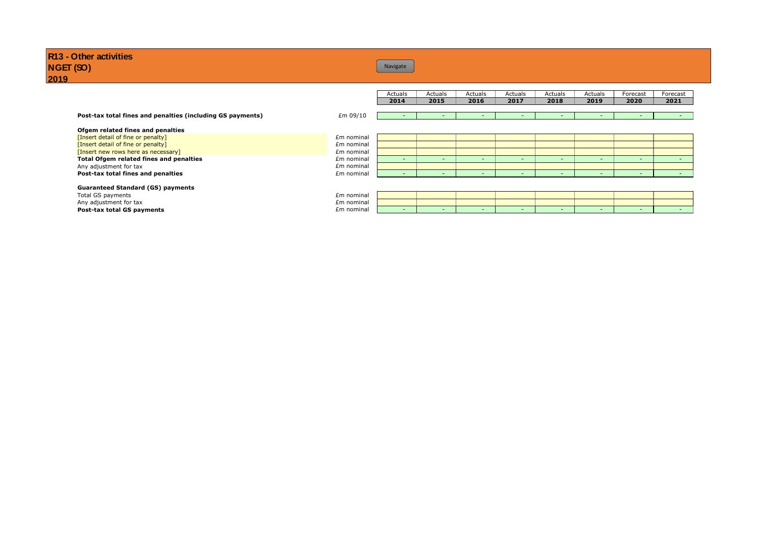# R13 - Other activities
## NGET (SO)
## 2019

Navigate

| | | Actuals 2014 | Actuals 2015 | Actuals 2016 | Actuals 2017 | Actuals 2018 | Actuals 2019 | Forecast 2020 | Forecast 2021 |
|---|---|---|---|---|---|---|---|---|---|
| **Post-tax total fines and penalties (including GS payments)** | £m 09/10 | - | - | - | - | - | - | - | - |
| **Ofgem related fines and penalties** | | | | | | | | | |
| [Insert detail of fine or penalty] | £m nominal | | | | | | | | |
| [Insert detail of fine or penalty] | £m nominal | | | | | | | | |
| [Insert new rows here as necessary] | £m nominal | | | | | | | | |
| **Total Ofgem related fines and penalties** | £m nominal | - | - | - | - | - | - | - | - |
| Any adjustment for tax | £m nominal | | | | | | | | |
| **Post-tax total fines and penalties** | £m nominal | - | - | - | - | - | - | - | - |
| **Guaranteed Standard (GS) payments** | | | | | | | | | |
| Total GS payments | £m nominal | | | | | | | | |
| Any adjustment for tax | £m nominal | | | | | | | | |
| **Post-tax total GS payments** | £m nominal | - | - | - | - | - | - | - | - |